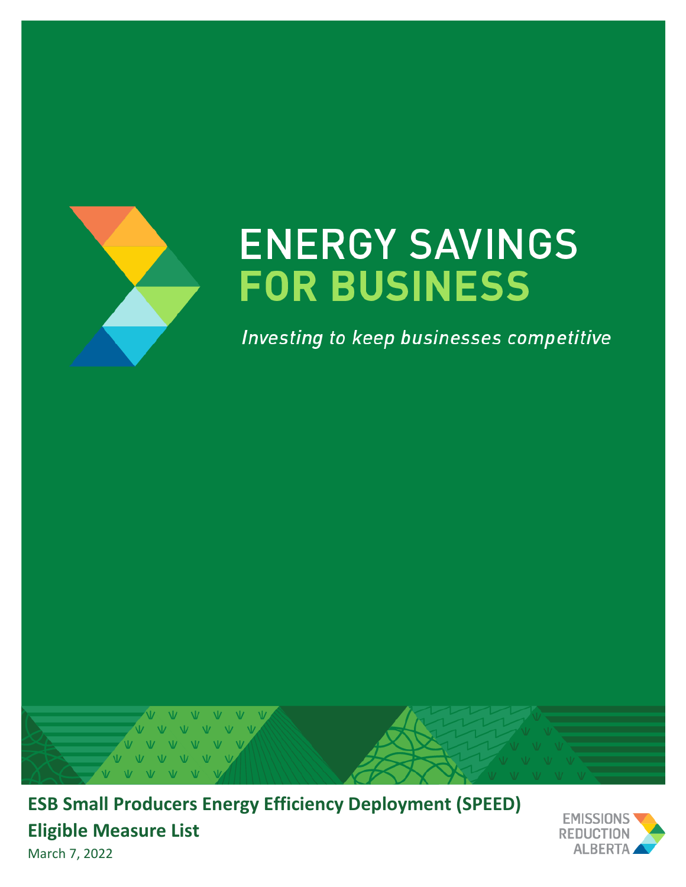# ENERGY SAVINGS FOR BUSINESS

*Investing to keep businesses competitive*

**ESB Small Producers Energy Efficiency Deployment (SPEED)**

**Eligible Measure List**

March 7, 2022

EMISSIONS REDUCTION ALBERTA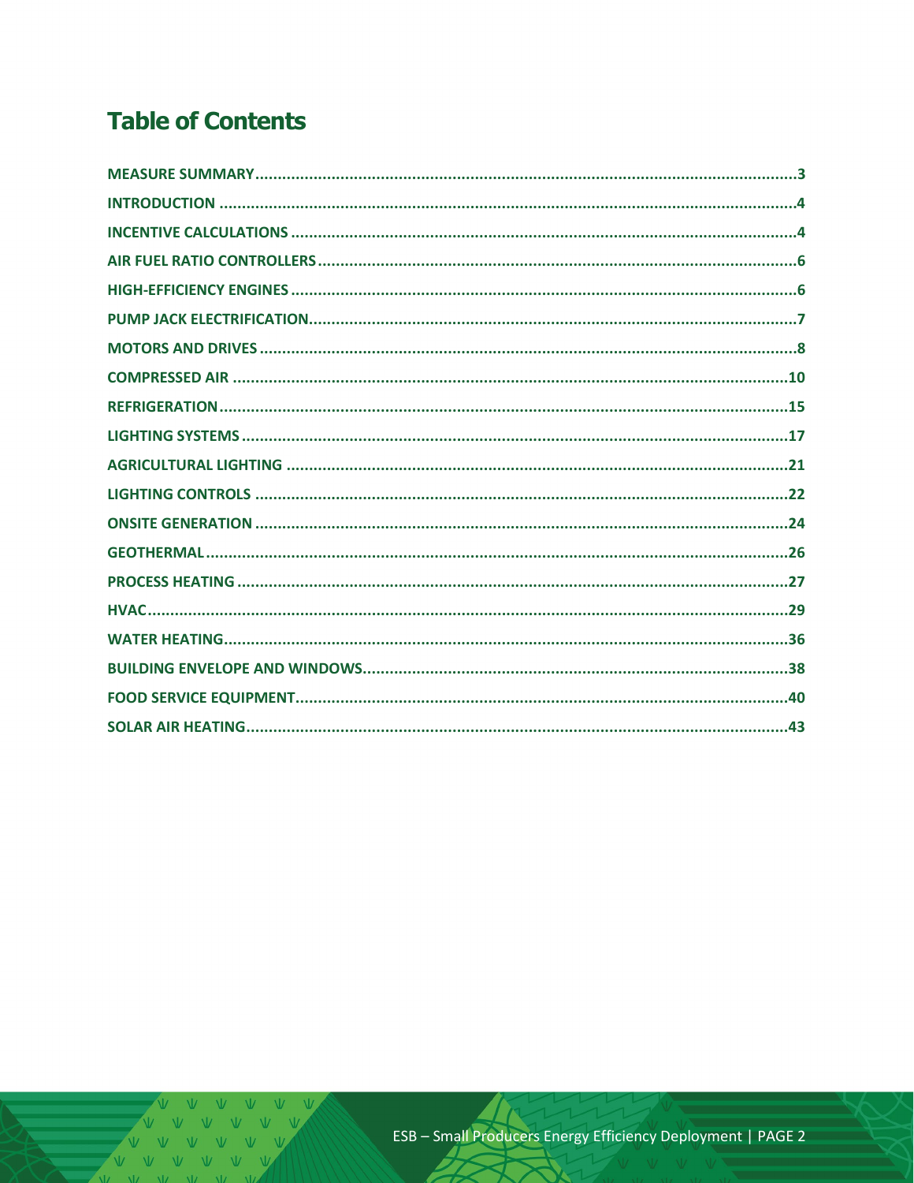# Table of Contents

MEASURE SUMMARY....................................................................................................................3
INTRODUCTION .........................................................................................................................4
INCENTIVE CALCULATIONS .......................................................................................................4
AIR FUEL RATIO CONTROLLERS.................................................................................................6
HIGH-EFFICIENCY ENGINES .......................................................................................................6
PUMP JACK ELECTRIFICATION....................................................................................................7
MOTORS AND DRIVES ...............................................................................................................8
COMPRESSED AIR ....................................................................................................................10
REFRIGERATION.......................................................................................................................15
LIGHTING SYSTEMS .................................................................................................................17
AGRICULTURAL LIGHTING .......................................................................................................21
LIGHTING CONTROLS ..............................................................................................................22
ONSITE GENERATION ..............................................................................................................24
GEOTHERMAL..........................................................................................................................26
PROCESS HEATING ..................................................................................................................27
HVAC.......................................................................................................................................29
WATER HEATING......................................................................................................................36
BUILDING ENVELOPE AND WINDOWS.....................................................................................38
FOOD SERVICE EQUIPMENT.....................................................................................................40
SOLAR AIR HEATING.................................................................................................................43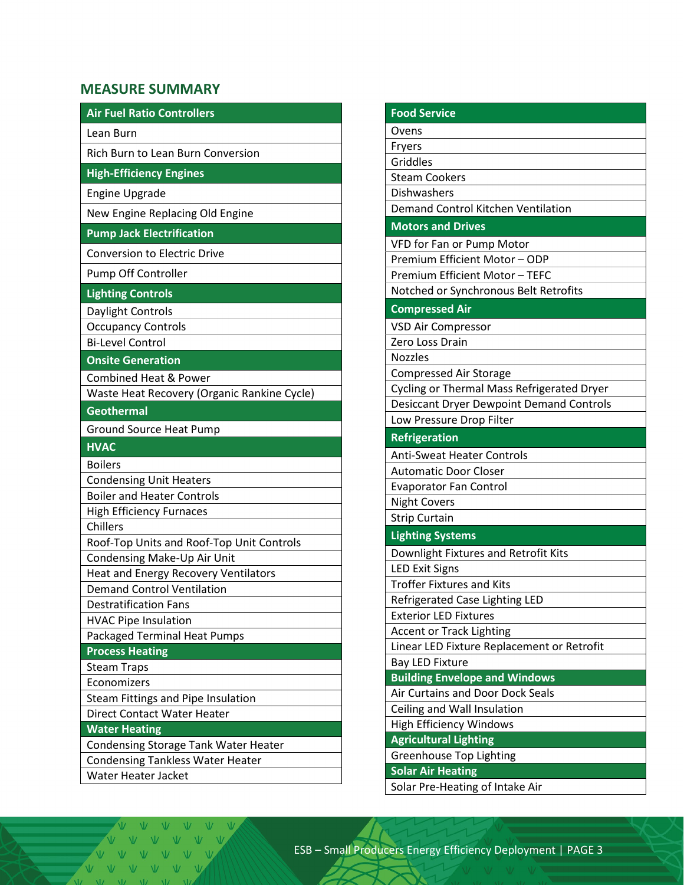## MEASURE SUMMARY

| Air Fuel Ratio Controllers |
|---|
| Lean Burn |
| Rich Burn to Lean Burn Conversion |
| **High-Efficiency Engines** |
| Engine Upgrade |
| New Engine Replacing Old Engine |
| **Pump Jack Electrification** |
| Conversion to Electric Drive |
| Pump Off Controller |
| **Lighting Controls** |
| Daylight Controls |
| Occupancy Controls |
| Bi-Level Control |
| **Onsite Generation** |
| Combined Heat & Power |
| Waste Heat Recovery (Organic Rankine Cycle) |
| **Geothermal** |
| Ground Source Heat Pump |
| **HVAC** |
| Boilers |
| Condensing Unit Heaters |
| Boiler and Heater Controls |
| High Efficiency Furnaces |
| Chillers |
| Roof-Top Units and Roof-Top Unit Controls |
| Condensing Make-Up Air Unit |
| Heat and Energy Recovery Ventilators |
| Demand Control Ventilation |
| Destratification Fans |
| HVAC Pipe Insulation |
| Packaged Terminal Heat Pumps |
| **Process Heating** |
| Steam Traps |
| Economizers |
| Steam Fittings and Pipe Insulation |
| Direct Contact Water Heater |
| **Water Heating** |
| Condensing Storage Tank Water Heater |
| Condensing Tankless Water Heater |
| Water Heater Jacket |

| Food Service |
|---|
| Ovens |
| Fryers |
| Griddles |
| Steam Cookers |
| Dishwashers |
| Demand Control Kitchen Ventilation |
| **Motors and Drives** |
| VFD for Fan or Pump Motor |
| Premium Efficient Motor – ODP |
| Premium Efficient Motor – TEFC |
| Notched or Synchronous Belt Retrofits |
| **Compressed Air** |
| VSD Air Compressor |
| Zero Loss Drain |
| Nozzles |
| Compressed Air Storage |
| Cycling or Thermal Mass Refrigerated Dryer |
| Desiccant Dryer Dewpoint Demand Controls |
| Low Pressure Drop Filter |
| **Refrigeration** |
| Anti-Sweat Heater Controls |
| Automatic Door Closer |
| Evaporator Fan Control |
| Night Covers |
| Strip Curtain |
| **Lighting Systems** |
| Downlight Fixtures and Retrofit Kits |
| LED Exit Signs |
| Troffer Fixtures and Kits |
| Refrigerated Case Lighting LED |
| Exterior LED Fixtures |
| Accent or Track Lighting |
| Linear LED Fixture Replacement or Retrofit |
| Bay LED Fixture |
| **Building Envelope and Windows** |
| Air Curtains and Door Dock Seals |
| Ceiling and Wall Insulation |
| High Efficiency Windows |
| **Agricultural Lighting** |
| Greenhouse Top Lighting |
| **Solar Air Heating** |
| Solar Pre-Heating of Intake Air |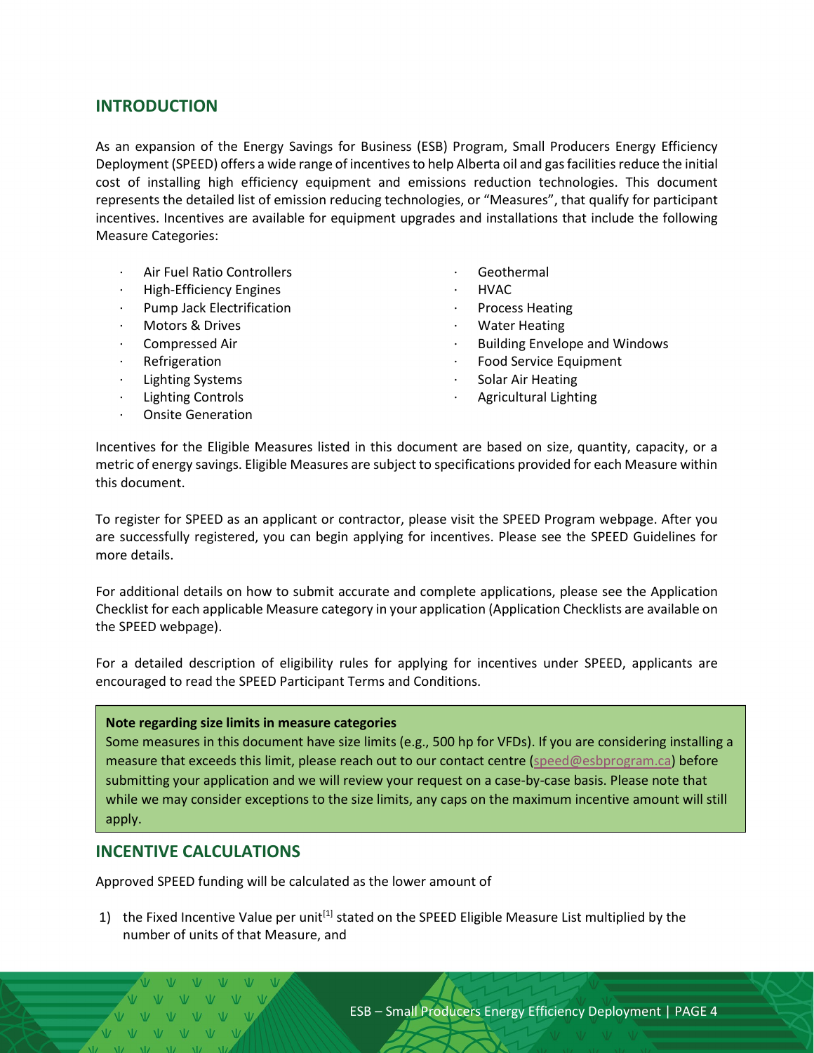## INTRODUCTION

As an expansion of the Energy Savings for Business (ESB) Program, Small Producers Energy Efficiency Deployment (SPEED) offers a wide range of incentives to help Alberta oil and gas facilities reduce the initial cost of installing high efficiency equipment and emissions reduction technologies. This document represents the detailed list of emission reducing technologies, or "Measures", that qualify for participant incentives. Incentives are available for equipment upgrades and installations that include the following Measure Categories:

- Air Fuel Ratio Controllers
- High-Efficiency Engines
- Pump Jack Electrification
- Motors & Drives
- Compressed Air
- Refrigeration
- Lighting Systems
- Lighting Controls
- Onsite Generation
- Geothermal
- HVAC
- Process Heating
- Water Heating
- Building Envelope and Windows
- Food Service Equipment
- Solar Air Heating
- Agricultural Lighting

Incentives for the Eligible Measures listed in this document are based on size, quantity, capacity, or a metric of energy savings. Eligible Measures are subject to specifications provided for each Measure within this document.

To register for SPEED as an applicant or contractor, please visit the SPEED Program webpage. After you are successfully registered, you can begin applying for incentives. Please see the SPEED Guidelines for more details.

For additional details on how to submit accurate and complete applications, please see the Application Checklist for each applicable Measure category in your application (Application Checklists are available on the SPEED webpage).

For a detailed description of eligibility rules for applying for incentives under SPEED, applicants are encouraged to read the SPEED Participant Terms and Conditions.

**Note regarding size limits in measure categories**
Some measures in this document have size limits (e.g., 500 hp for VFDs). If you are considering installing a measure that exceeds this limit, please reach out to our contact centre (speed@esbprogram.ca) before submitting your application and we will review your request on a case-by-case basis. Please note that while we may consider exceptions to the size limits, any caps on the maximum incentive amount will still apply.

## INCENTIVE CALCULATIONS

Approved SPEED funding will be calculated as the lower amount of

1) the Fixed Incentive Value per unit[1] stated on the SPEED Eligible Measure List multiplied by the number of units of that Measure, and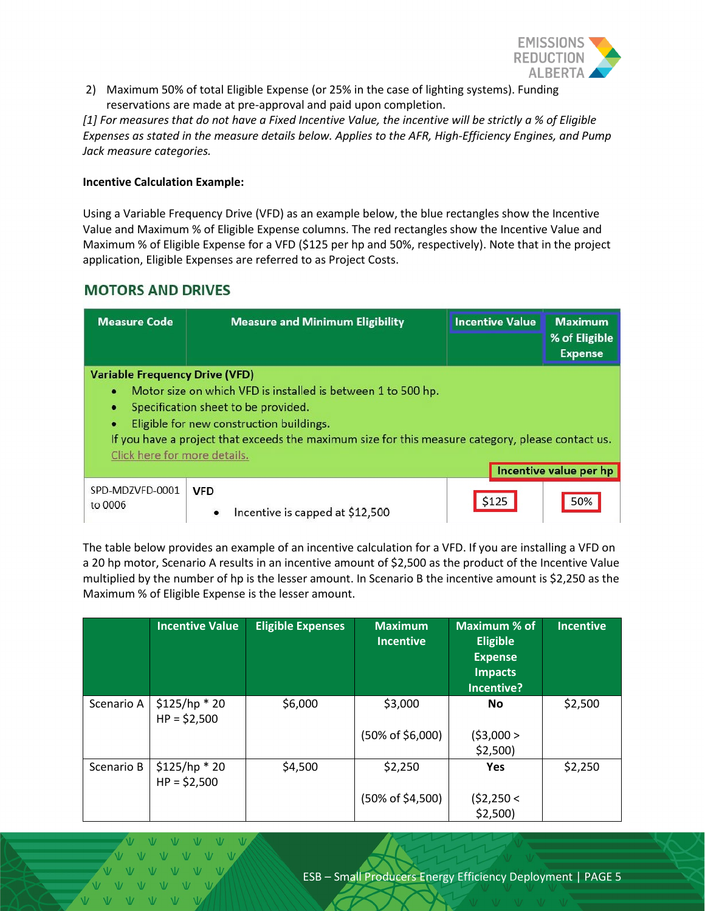2) Maximum 50% of total Eligible Expense (or 25% in the case of lighting systems). Funding reservations are made at pre-approval and paid upon completion.

*[1] For measures that do not have a Fixed Incentive Value, the incentive will be strictly a % of Eligible Expenses as stated in the measure details below. Applies to the AFR, High-Efficiency Engines, and Pump Jack measure categories.*

**Incentive Calculation Example:**

Using a Variable Frequency Drive (VFD) as an example below, the blue rectangles show the Incentive Value and Maximum % of Eligible Expense columns. The red rectangles show the Incentive Value and Maximum % of Eligible Expense for a VFD ($125 per hp and 50%, respectively). Note that in the project application, Eligible Expenses are referred to as Project Costs.

## MOTORS AND DRIVES

| Measure Code | Measure and Minimum Eligibility | Incentive Value | Maximum % of Eligible Expense |
|---|---|---|---|
| **Variable Frequency Drive (VFD)**<br>• Motor size on which VFD is installed is between 1 to 500 hp.<br>• Specification sheet to be provided.<br>• Eligible for new construction buildings.<br>If you have a project that exceeds the maximum size for this measure category, please contact us.<br>Click here for more details. | | Incentive value per hp | |
| SPD-MDZVFD-0001 to 0006 | **VFD**<br>• Incentive is capped at $12,500 | $125 | 50% |

The table below provides an example of an incentive calculation for a VFD. If you are installing a VFD on a 20 hp motor, Scenario A results in an incentive amount of $2,500 as the product of the Incentive Value multiplied by the number of hp is the lesser amount. In Scenario B the incentive amount is $2,250 as the Maximum % of Eligible Expense is the lesser amount.

| | Incentive Value | Eligible Expenses | Maximum Incentive | Maximum % of Eligible Expense Impacts Incentive? | Incentive |
|---|---|---|---|---|---|
| Scenario A | $125/hp * 20 HP = $2,500 | $6,000 | $3,000<br><br>(50% of $6,000) | **No**<br><br>($3,000 > $2,500) | $2,500 |
| Scenario B | $125/hp * 20 HP = $2,500 | $4,500 | $2,250<br><br>(50% of $4,500) | **Yes**<br><br>($2,250 < $2,500) | $2,250 |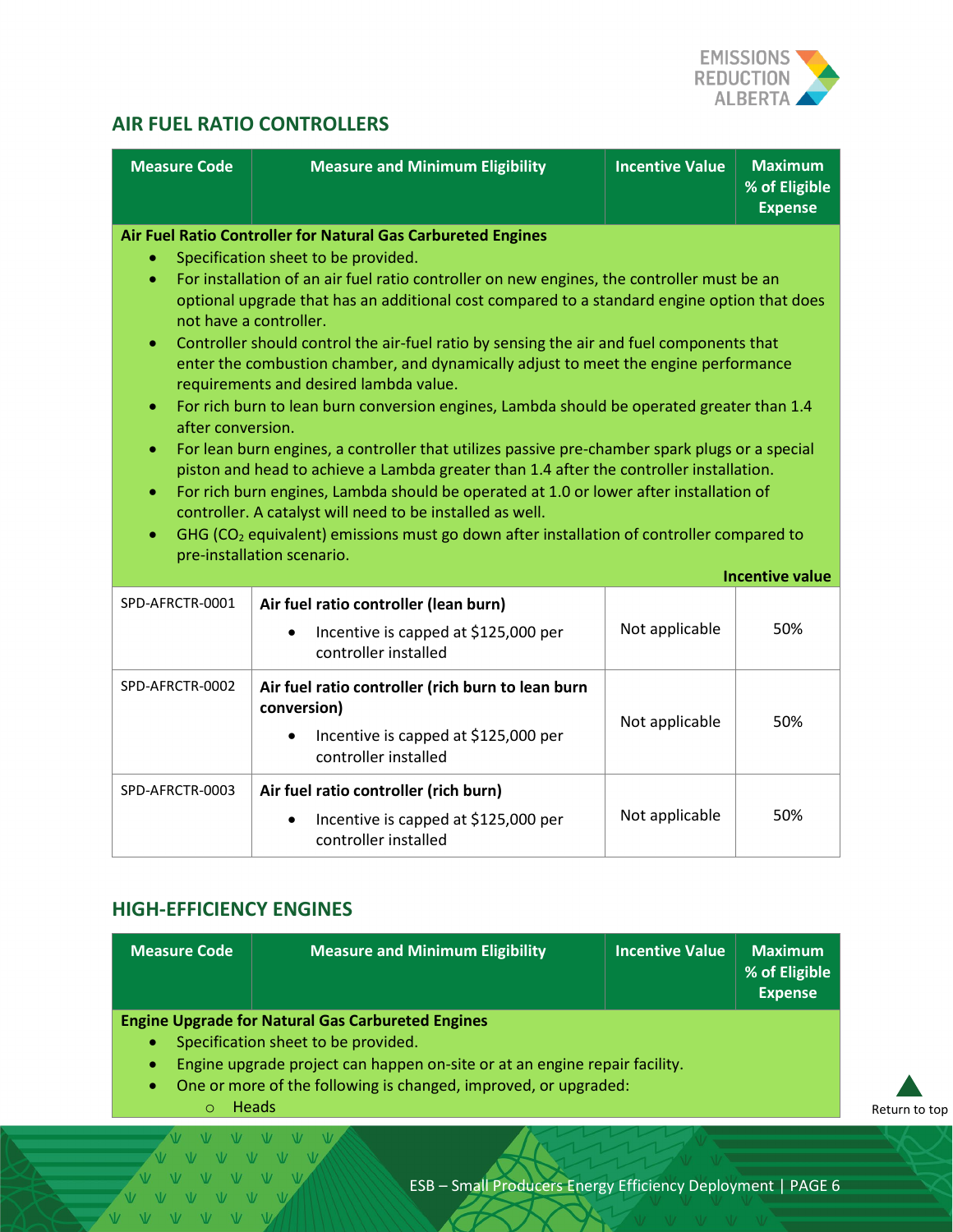## AIR FUEL RATIO CONTROLLERS

| Measure Code | Measure and Minimum Eligibility | Incentive Value | Maximum % of Eligible Expense |
|---|---|---|---|
| **Air Fuel Ratio Controller for Natural Gas Carbureted Engines**<br>• Specification sheet to be provided.<br>• For installation of an air fuel ratio controller on new engines, the controller must be an optional upgrade that has an additional cost compared to a standard engine option that does not have a controller.<br>• Controller should control the air-fuel ratio by sensing the air and fuel components that enter the combustion chamber, and dynamically adjust to meet the engine performance requirements and desired lambda value.<br>• For rich burn to lean burn conversion engines, Lambda should be operated greater than 1.4 after conversion.<br>• For lean burn engines, a controller that utilizes passive pre-chamber spark plugs or a special piston and head to achieve a Lambda greater than 1.4 after the controller installation.<br>• For rich burn engines, Lambda should be operated at 1.0 or lower after installation of controller. A catalyst will need to be installed as well.<br>• GHG ($CO_2$ equivalent) emissions must go down after installation of controller compared to pre-installation scenario.<br>**Incentive value** | | | |
| SPD-AFRCTR-0001 | **Air fuel ratio controller (lean burn)**<br>• Incentive is capped at $125,000 per controller installed | Not applicable | 50% |
| SPD-AFRCTR-0002 | **Air fuel ratio controller (rich burn to lean burn conversion)**<br>• Incentive is capped at $125,000 per controller installed | Not applicable | 50% |
| SPD-AFRCTR-0003 | **Air fuel ratio controller (rich burn)**<br>• Incentive is capped at $125,000 per controller installed | Not applicable | 50% |

## HIGH-EFFICIENCY ENGINES

| Measure Code | Measure and Minimum Eligibility | Incentive Value | Maximum % of Eligible Expense |
|---|---|---|---|
| **Engine Upgrade for Natural Gas Carbureted Engines**<br>• Specification sheet to be provided.<br>• Engine upgrade project can happen on-site or at an engine repair facility.<br>• One or more of the following is changed, improved, or upgraded:<br>  ○ Heads | | | |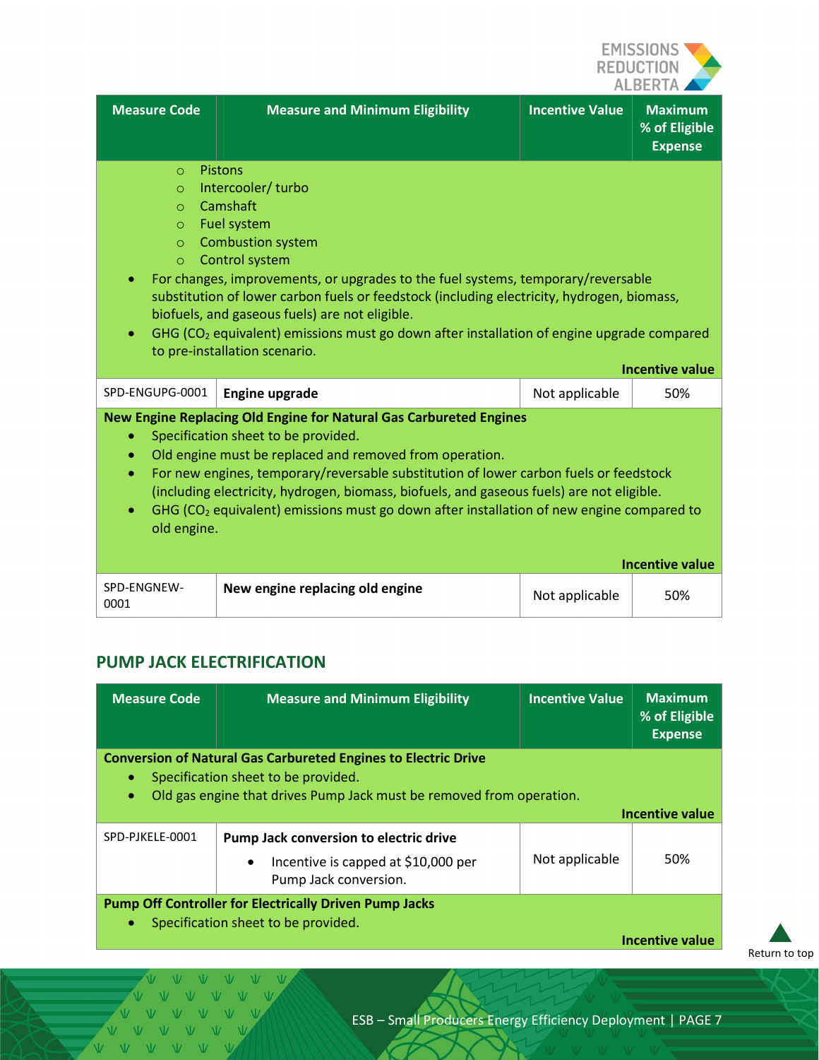| Measure Code | Measure and Minimum Eligibility | Incentive Value | Maximum % of Eligible Expense |
|---|---|---|---|
| ◦ Pistons<br>◦ Intercooler/ turbo<br>◦ Camshaft<br>◦ Fuel system<br>◦ Combustion system<br>◦ Control system<br>• For changes, improvements, or upgrades to the fuel systems, temporary/reversable substitution of lower carbon fuels or feedstock (including electricity, hydrogen, biomass, biofuels, and gaseous fuels) are not eligible.<br>• GHG ($CO_2$ equivalent) emissions must go down after installation of engine upgrade compared to pre-installation scenario. | | | **Incentive value** |
| SPD-ENGUPG-0001 | **Engine upgrade** | Not applicable | 50% |
| **New Engine Replacing Old Engine for Natural Gas Carbureted Engines**<br>• Specification sheet to be provided.<br>• Old engine must be replaced and removed from operation.<br>• For new engines, temporary/reversable substitution of lower carbon fuels or feedstock (including electricity, hydrogen, biomass, biofuels, and gaseous fuels) are not eligible.<br>• GHG ($CO_2$ equivalent) emissions must go down after installation of new engine compared to old engine. | | | **Incentive value** |
| SPD-ENGNEW-0001 | **New engine replacing old engine** | Not applicable | 50% |

## PUMP JACK ELECTRIFICATION

| Measure Code | Measure and Minimum Eligibility | Incentive Value | Maximum % of Eligible Expense |
|---|---|---|---|
| **Conversion of Natural Gas Carbureted Engines to Electric Drive**<br>• Specification sheet to be provided.<br>• Old gas engine that drives Pump Jack must be removed from operation. | | | **Incentive value** |
| SPD-PJKELE-0001 | **Pump Jack conversion to electric drive**<br>• Incentive is capped at $10,000 per Pump Jack conversion. | Not applicable | 50% |
| **Pump Off Controller for Electrically Driven Pump Jacks**<br>• Specification sheet to be provided. | | | **Incentive value** |

Return to top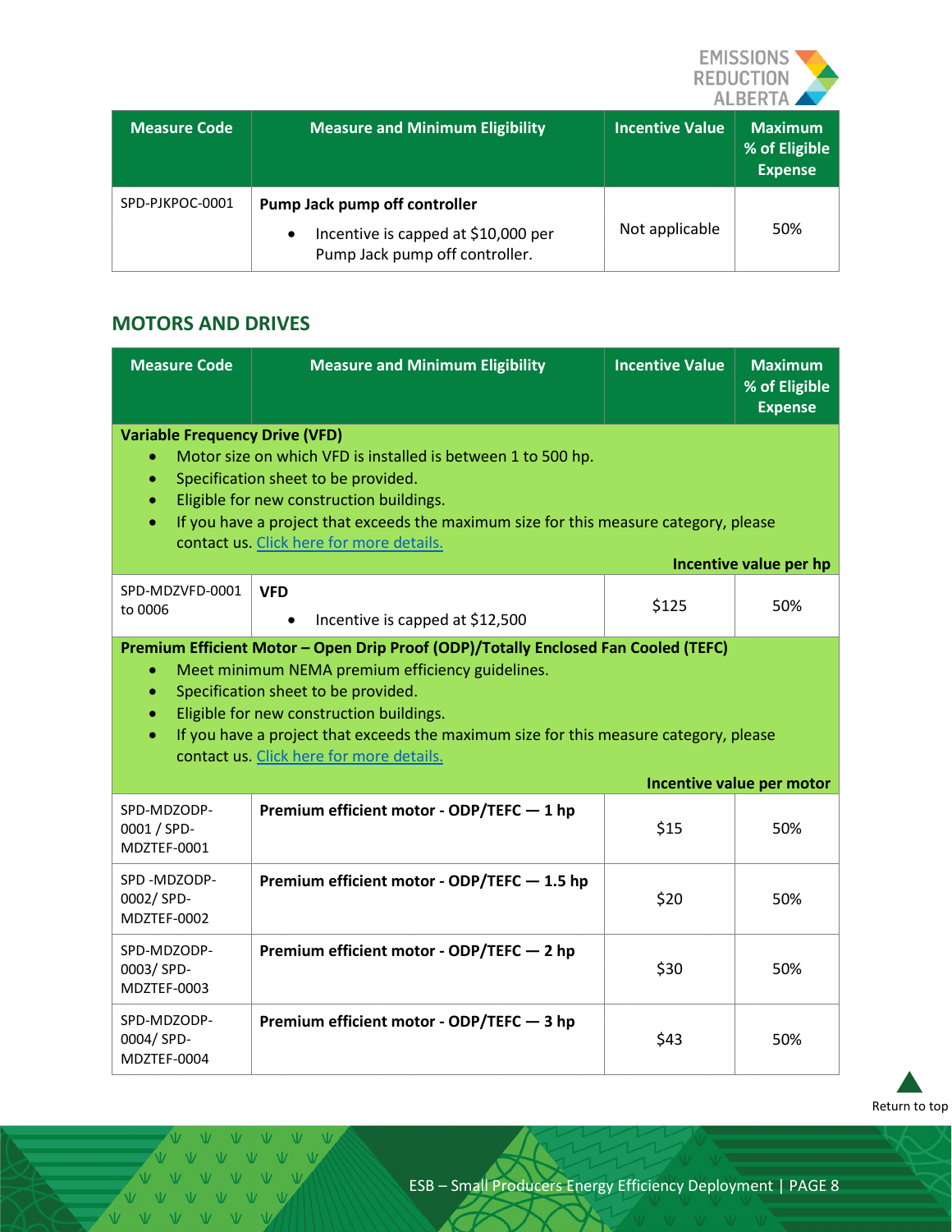| Measure Code | Measure and Minimum Eligibility | Incentive Value | Maximum % of Eligible Expense |
|---|---|---|---|
| SPD-PJKPOC-0001 | **Pump Jack pump off controller**<br>• Incentive is capped at $10,000 per Pump Jack pump off controller. | Not applicable | 50% |

## MOTORS AND DRIVES

| Measure Code | Measure and Minimum Eligibility | Incentive Value | Maximum % of Eligible Expense |
|---|---|---|---|
| **Variable Frequency Drive (VFD)**<br>• Motor size on which VFD is installed is between 1 to 500 hp.<br>• Specification sheet to be provided.<br>• Eligible for new construction buildings.<br>• If you have a project that exceeds the maximum size for this measure category, please contact us. Click here for more details.<br>**Incentive value per hp** | | | |
| SPD-MDZVFD-0001 to 0006 | **VFD**<br>• Incentive is capped at $12,500 | $125 | 50% |
| **Premium Efficient Motor – Open Drip Proof (ODP)/Totally Enclosed Fan Cooled (TEFC)**<br>• Meet minimum NEMA premium efficiency guidelines.<br>• Specification sheet to be provided.<br>• Eligible for new construction buildings.<br>• If you have a project that exceeds the maximum size for this measure category, please contact us. Click here for more details.<br>**Incentive value per motor** | | | |
| SPD-MDZODP-0001 / SPD-MDZTEF-0001 | **Premium efficient motor - ODP/TEFC — 1 hp** | $15 | 50% |
| SPD -MDZODP-0002/ SPD-MDZTEF-0002 | **Premium efficient motor - ODP/TEFC — 1.5 hp** | $20 | 50% |
| SPD-MDZODP-0003/ SPD-MDZTEF-0003 | **Premium efficient motor - ODP/TEFC — 2 hp** | $30 | 50% |
| SPD-MDZODP-0004/ SPD-MDZTEF-0004 | **Premium efficient motor - ODP/TEFC — 3 hp** | $43 | 50% |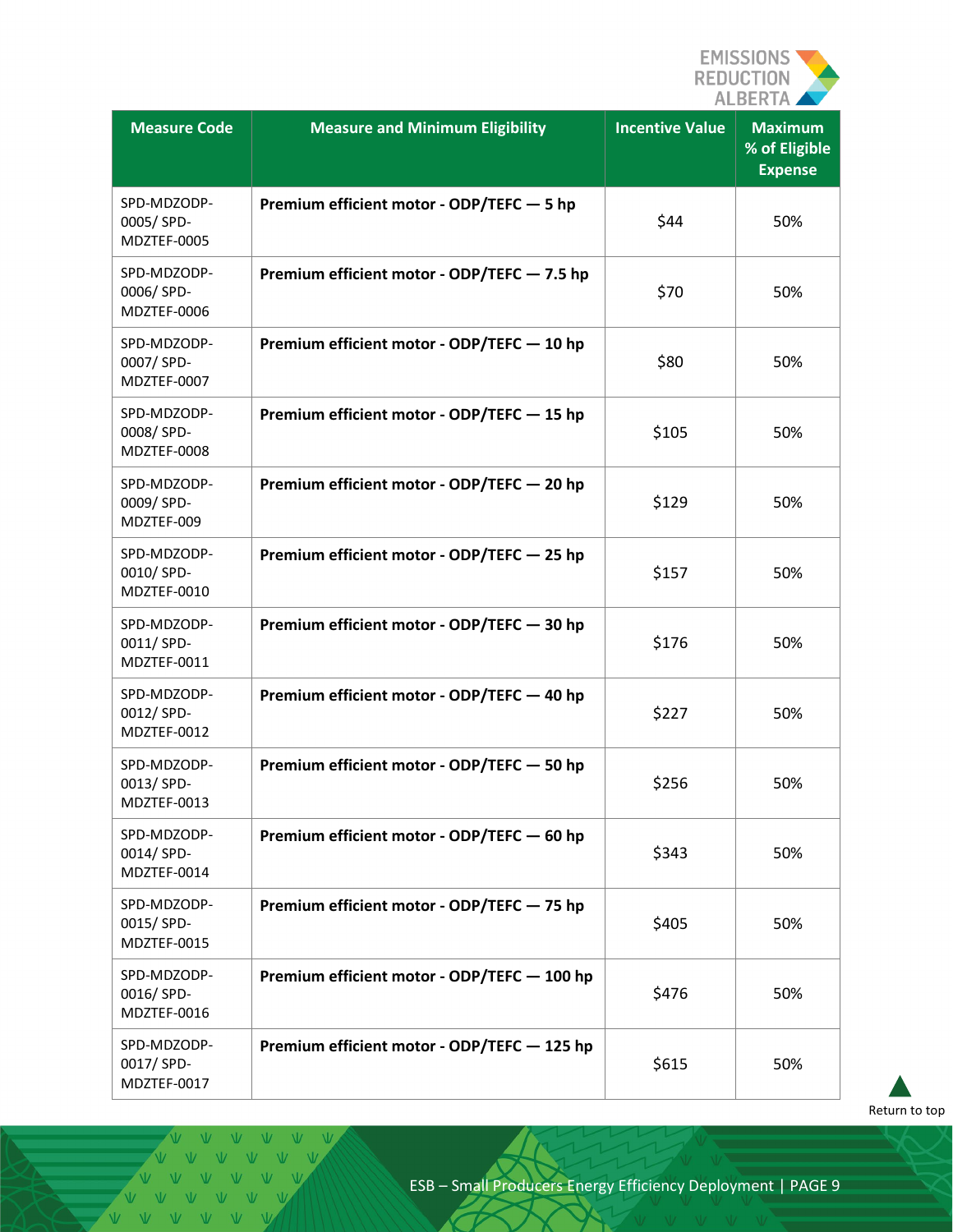| Measure Code | Measure and Minimum Eligibility | Incentive Value | Maximum % of Eligible Expense |
|---|---|---|---|
| SPD-MDZODP-0005/ SPD-MDZTEF-0005 | **Premium efficient motor - ODP/TEFC — 5 hp** | $44 | 50% |
| SPD-MDZODP-0006/ SPD-MDZTEF-0006 | **Premium efficient motor - ODP/TEFC — 7.5 hp** | $70 | 50% |
| SPD-MDZODP-0007/ SPD-MDZTEF-0007 | **Premium efficient motor - ODP/TEFC — 10 hp** | $80 | 50% |
| SPD-MDZODP-0008/ SPD-MDZTEF-0008 | **Premium efficient motor - ODP/TEFC — 15 hp** | $105 | 50% |
| SPD-MDZODP-0009/ SPD-MDZTEF-009 | **Premium efficient motor - ODP/TEFC — 20 hp** | $129 | 50% |
| SPD-MDZODP-0010/ SPD-MDZTEF-0010 | **Premium efficient motor - ODP/TEFC — 25 hp** | $157 | 50% |
| SPD-MDZODP-0011/ SPD-MDZTEF-0011 | **Premium efficient motor - ODP/TEFC — 30 hp** | $176 | 50% |
| SPD-MDZODP-0012/ SPD-MDZTEF-0012 | **Premium efficient motor - ODP/TEFC — 40 hp** | $227 | 50% |
| SPD-MDZODP-0013/ SPD-MDZTEF-0013 | **Premium efficient motor - ODP/TEFC — 50 hp** | $256 | 50% |
| SPD-MDZODP-0014/ SPD-MDZTEF-0014 | **Premium efficient motor - ODP/TEFC — 60 hp** | $343 | 50% |
| SPD-MDZODP-0015/ SPD-MDZTEF-0015 | **Premium efficient motor - ODP/TEFC — 75 hp** | $405 | 50% |
| SPD-MDZODP-0016/ SPD-MDZTEF-0016 | **Premium efficient motor - ODP/TEFC — 100 hp** | $476 | 50% |
| SPD-MDZODP-0017/ SPD-MDZTEF-0017 | **Premium efficient motor - ODP/TEFC — 125 hp** | $615 | 50% |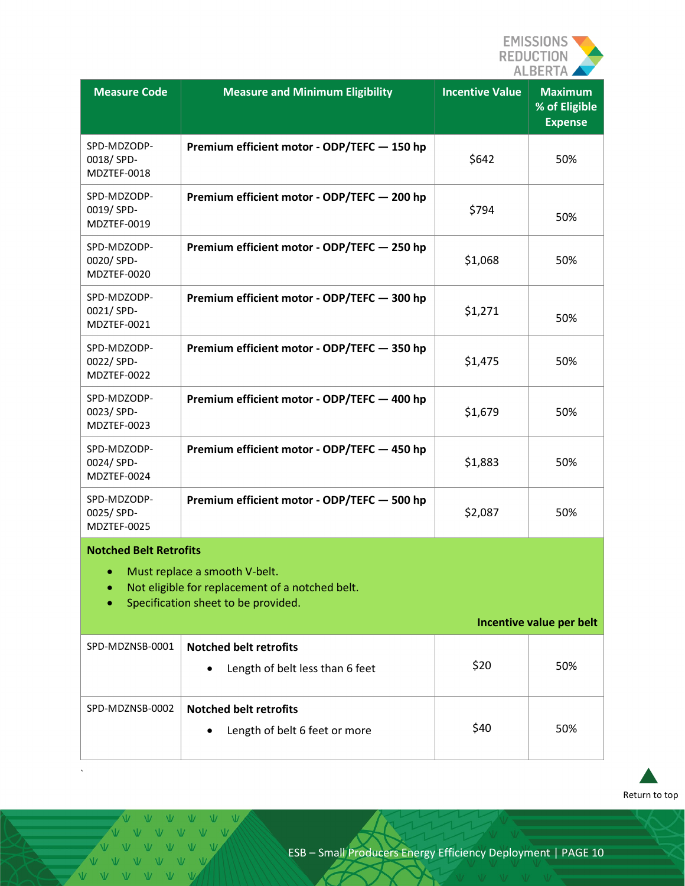| Measure Code | Measure and Minimum Eligibility | Incentive Value | Maximum % of Eligible Expense |
|---|---|---|---|
| SPD-MDZODP-0018/ SPD-MDZTEF-0018 | **Premium efficient motor - ODP/TEFC — 150 hp** | $642 | 50% |
| SPD-MDZODP-0019/ SPD-MDZTEF-0019 | **Premium efficient motor - ODP/TEFC — 200 hp** | $794 | 50% |
| SPD-MDZODP-0020/ SPD-MDZTEF-0020 | **Premium efficient motor - ODP/TEFC — 250 hp** | $1,068 | 50% |
| SPD-MDZODP-0021/ SPD-MDZTEF-0021 | **Premium efficient motor - ODP/TEFC — 300 hp** | $1,271 | 50% |
| SPD-MDZODP-0022/ SPD-MDZTEF-0022 | **Premium efficient motor - ODP/TEFC — 350 hp** | $1,475 | 50% |
| SPD-MDZODP-0023/ SPD-MDZTEF-0023 | **Premium efficient motor - ODP/TEFC — 400 hp** | $1,679 | 50% |
| SPD-MDZODP-0024/ SPD-MDZTEF-0024 | **Premium efficient motor - ODP/TEFC — 450 hp** | $1,883 | 50% |
| SPD-MDZODP-0025/ SPD-MDZTEF-0025 | **Premium efficient motor - ODP/TEFC — 500 hp** | $2,087 | 50% |
| **Notched Belt Retrofits**<br>• Must replace a smooth V-belt.<br>• Not eligible for replacement of a notched belt.<br>• Specification sheet to be provided. | | **Incentive value per belt** | |
| SPD-MDZNSB-0001 | **Notched belt retrofits**<br>• Length of belt less than 6 feet | $20 | 50% |
| SPD-MDZNSB-0002 | **Notched belt retrofits**<br>• Length of belt 6 feet or more | $40 | 50% |

Return to top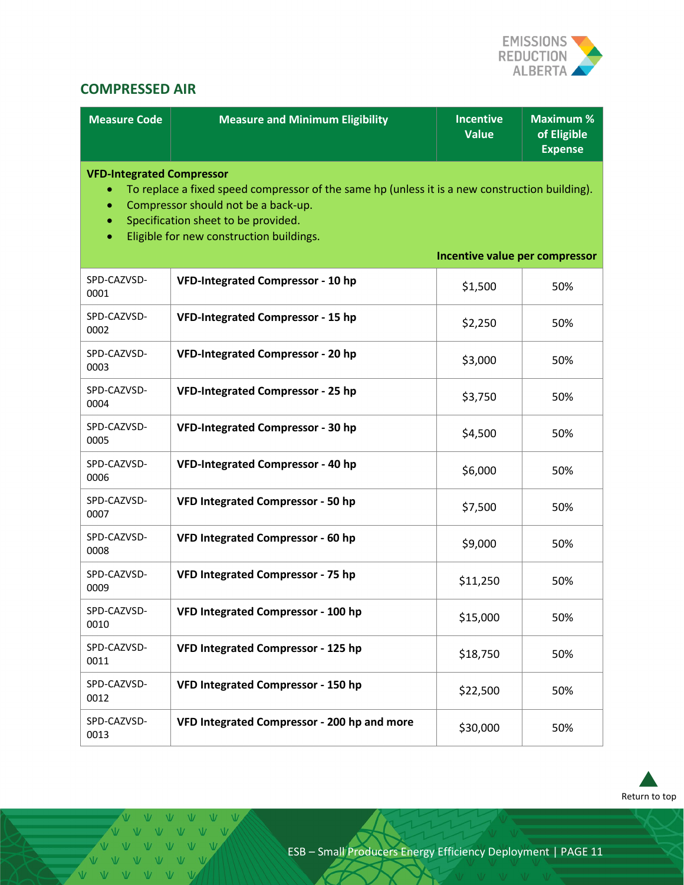## COMPRESSED AIR

| Measure Code | Measure and Minimum Eligibility | Incentive Value | Maximum % of Eligible Expense |
|---|---|---|---|
| **VFD-Integrated Compressor**<br>• To replace a fixed speed compressor of the same hp (unless it is a new construction building).<br>• Compressor should not be a back-up.<br>• Specification sheet to be provided.<br>• Eligible for new construction buildings. | | **Incentive value per compressor** | |
| SPD-CAZVSD-0001 | **VFD-Integrated Compressor - 10 hp** | $1,500 | 50% |
| SPD-CAZVSD-0002 | **VFD-Integrated Compressor - 15 hp** | $2,250 | 50% |
| SPD-CAZVSD-0003 | **VFD-Integrated Compressor - 20 hp** | $3,000 | 50% |
| SPD-CAZVSD-0004 | **VFD-Integrated Compressor - 25 hp** | $3,750 | 50% |
| SPD-CAZVSD-0005 | **VFD-Integrated Compressor - 30 hp** | $4,500 | 50% |
| SPD-CAZVSD-0006 | **VFD-Integrated Compressor - 40 hp** | $6,000 | 50% |
| SPD-CAZVSD-0007 | **VFD Integrated Compressor - 50 hp** | $7,500 | 50% |
| SPD-CAZVSD-0008 | **VFD Integrated Compressor - 60 hp** | $9,000 | 50% |
| SPD-CAZVSD-0009 | **VFD Integrated Compressor - 75 hp** | $11,250 | 50% |
| SPD-CAZVSD-0010 | **VFD Integrated Compressor - 100 hp** | $15,000 | 50% |
| SPD-CAZVSD-0011 | **VFD Integrated Compressor - 125 hp** | $18,750 | 50% |
| SPD-CAZVSD-0012 | **VFD Integrated Compressor - 150 hp** | $22,500 | 50% |
| SPD-CAZVSD-0013 | **VFD Integrated Compressor - 200 hp and more** | $30,000 | 50% |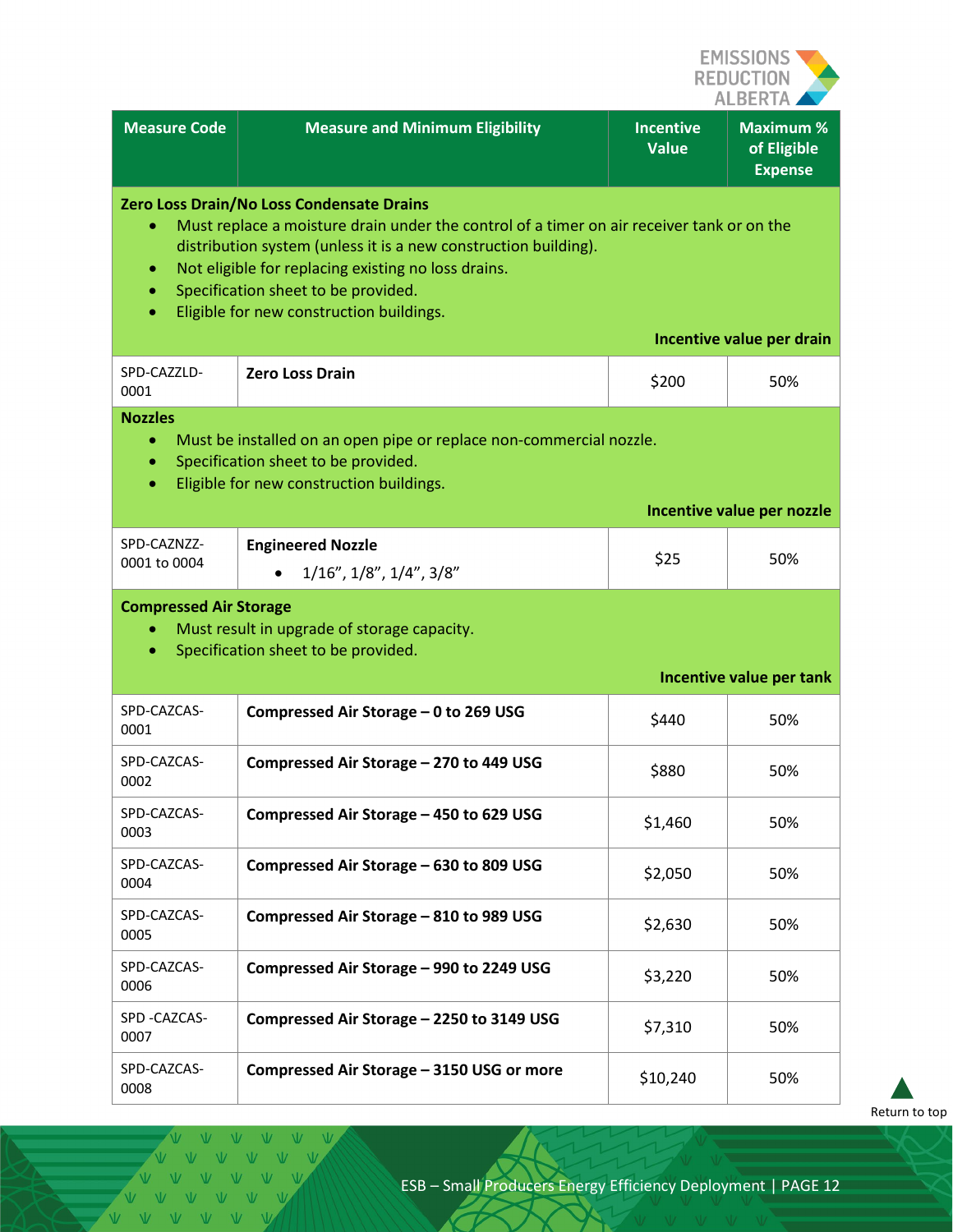| Measure Code | Measure and Minimum Eligibility | Incentive Value | Maximum % of Eligible Expense |
|---|---|---|---|
| **Zero Loss Drain/No Loss Condensate Drains**<br>• Must replace a moisture drain under the control of a timer on air receiver tank or on the distribution system (unless it is a new construction building).<br>• Not eligible for replacing existing no loss drains.<br>• Specification sheet to be provided.<br>• Eligible for new construction buildings.<br>**Incentive value per drain** | | | |
| SPD-CAZZLD-0001 | **Zero Loss Drain** | $200 | 50% |
| **Nozzles**<br>• Must be installed on an open pipe or replace non-commercial nozzle.<br>• Specification sheet to be provided.<br>• Eligible for new construction buildings.<br>**Incentive value per nozzle** | | | |
| SPD-CAZNZZ-0001 to 0004 | **Engineered Nozzle**<br>• 1/16”, 1/8”, 1/4”, 3/8” | $25 | 50% |
| **Compressed Air Storage**<br>• Must result in upgrade of storage capacity.<br>• Specification sheet to be provided.<br>**Incentive value per tank** | | | |
| SPD-CAZCAS-0001 | **Compressed Air Storage – 0 to 269 USG** | $440 | 50% |
| SPD-CAZCAS-0002 | **Compressed Air Storage – 270 to 449 USG** | $880 | 50% |
| SPD-CAZCAS-0003 | **Compressed Air Storage – 450 to 629 USG** | $1,460 | 50% |
| SPD-CAZCAS-0004 | **Compressed Air Storage – 630 to 809 USG** | $2,050 | 50% |
| SPD-CAZCAS-0005 | **Compressed Air Storage – 810 to 989 USG** | $2,630 | 50% |
| SPD-CAZCAS-0006 | **Compressed Air Storage – 990 to 2249 USG** | $3,220 | 50% |
| SPD -CAZCAS-0007 | **Compressed Air Storage – 2250 to 3149 USG** | $7,310 | 50% |
| SPD-CAZCAS-0008 | **Compressed Air Storage – 3150 USG or more** | $10,240 | 50% |

Return to top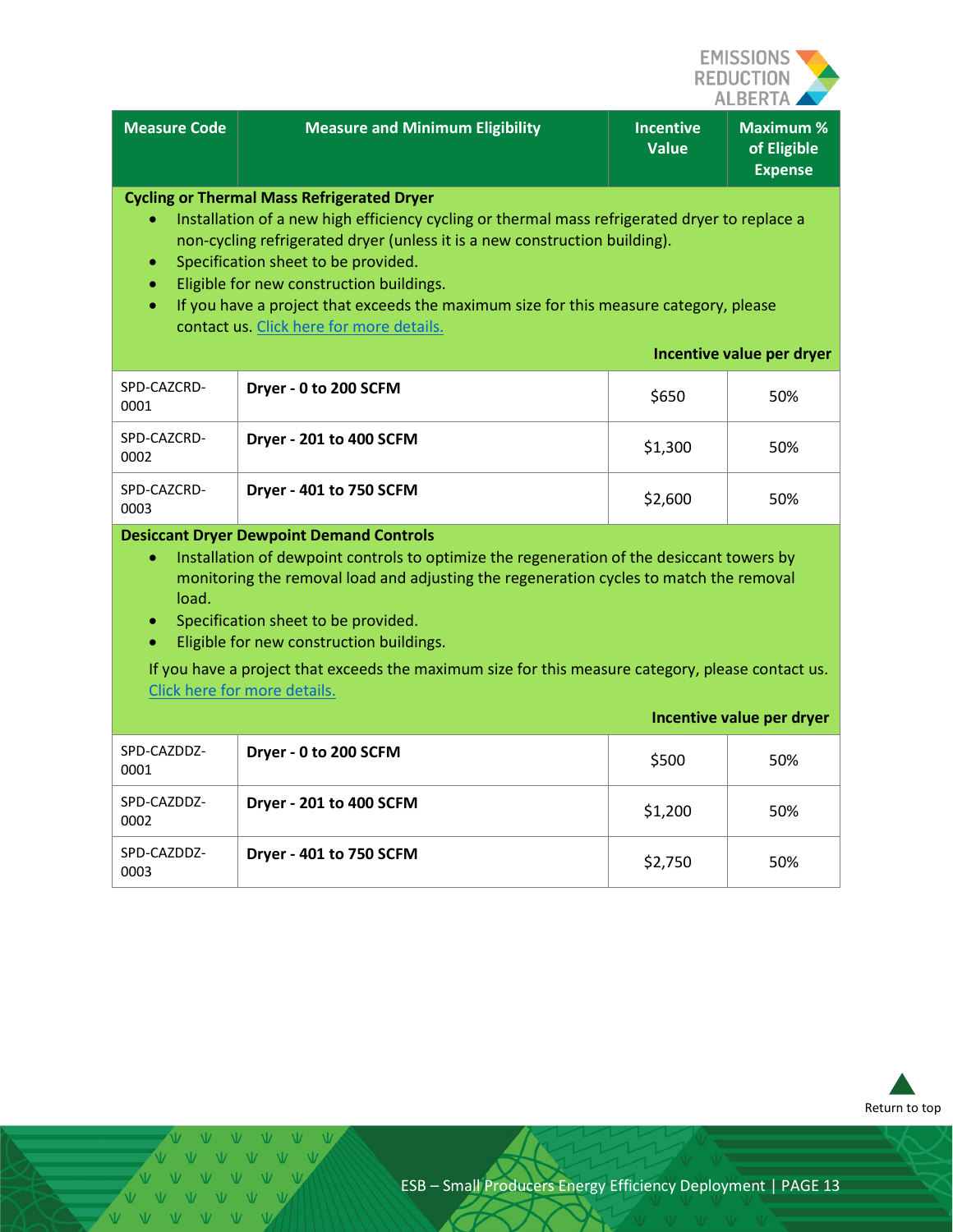| Measure Code | Measure and Minimum Eligibility | Incentive Value | Maximum % of Eligible Expense |
|---|---|---|---|
| **Cycling or Thermal Mass Refrigerated Dryer**<br>• Installation of a new high efficiency cycling or thermal mass refrigerated dryer to replace a non-cycling refrigerated dryer (unless it is a new construction building).<br>• Specification sheet to be provided.<br>• Eligible for new construction buildings.<br>• If you have a project that exceeds the maximum size for this measure category, please contact us. Click here for more details.<br>**Incentive value per dryer** | | | |
| SPD-CAZCRD-0001 | **Dryer - 0 to 200 SCFM** | $650 | 50% |
| SPD-CAZCRD-0002 | **Dryer - 201 to 400 SCFM** | $1,300 | 50% |
| SPD-CAZCRD-0003 | **Dryer - 401 to 750 SCFM** | $2,600 | 50% |
| **Desiccant Dryer Dewpoint Demand Controls**<br>• Installation of dewpoint controls to optimize the regeneration of the desiccant towers by monitoring the removal load and adjusting the regeneration cycles to match the removal load.<br>• Specification sheet to be provided.<br>• Eligible for new construction buildings.<br>If you have a project that exceeds the maximum size for this measure category, please contact us. Click here for more details.<br>**Incentive value per dryer** | | | |
| SPD-CAZDDZ-0001 | **Dryer - 0 to 200 SCFM** | $500 | 50% |
| SPD-CAZDDZ-0002 | **Dryer - 201 to 400 SCFM** | $1,200 | 50% |
| SPD-CAZDDZ-0003 | **Dryer - 401 to 750 SCFM** | $2,750 | 50% |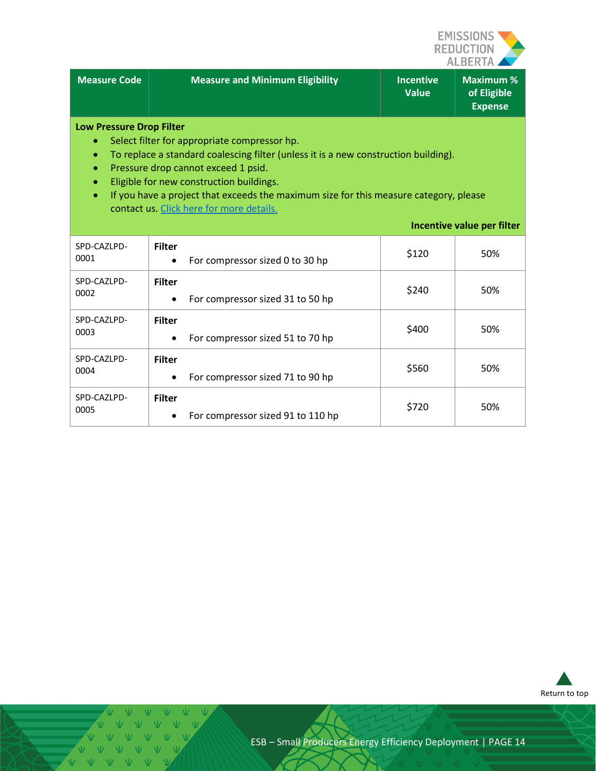| Measure Code | Measure and Minimum Eligibility | Incentive Value | Maximum % of Eligible Expense |
|---|---|---|---|
| **Low Pressure Drop Filter**<br>• Select filter for appropriate compressor hp.<br>• To replace a standard coalescing filter (unless it is a new construction building).<br>• Pressure drop cannot exceed 1 psid.<br>• Eligible for new construction buildings.<br>• If you have a project that exceeds the maximum size for this measure category, please contact us. Click here for more details. | | | |
| | | **Incentive value per filter** | |
| SPD-CAZLPD-0001 | **Filter**<br>• For compressor sized 0 to 30 hp | $120 | 50% |
| SPD-CAZLPD-0002 | **Filter**<br>• For compressor sized 31 to 50 hp | $240 | 50% |
| SPD-CAZLPD-0003 | **Filter**<br>• For compressor sized 51 to 70 hp | $400 | 50% |
| SPD-CAZLPD-0004 | **Filter**<br>• For compressor sized 71 to 90 hp | $560 | 50% |
| SPD-CAZLPD-0005 | **Filter**<br>• For compressor sized 91 to 110 hp | $720 | 50% |

Return to top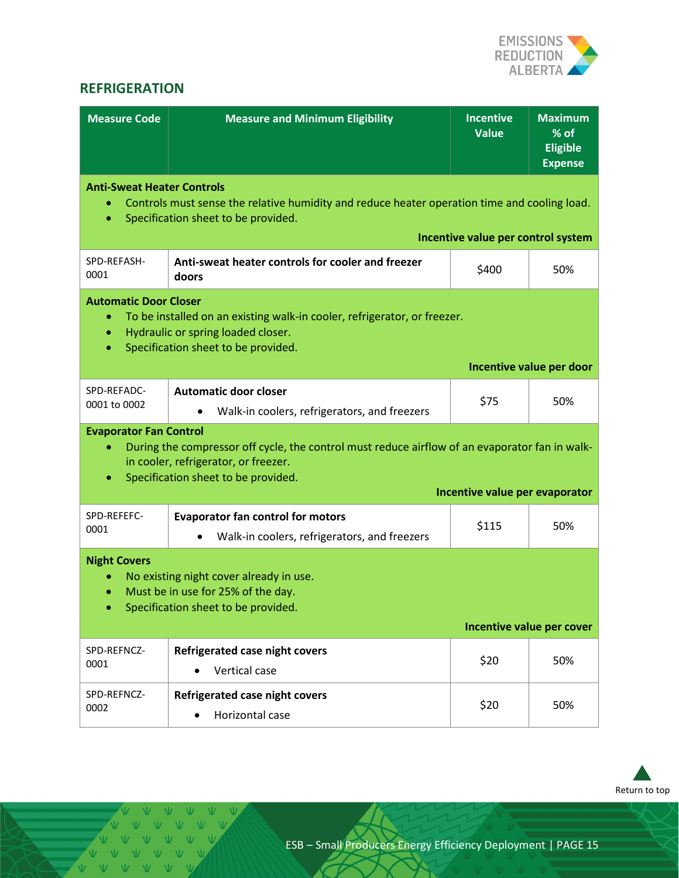## REFRIGERATION

| Measure Code | Measure and Minimum Eligibility | Incentive Value | Maximum % of Eligible Expense |
|---|---|---|---|
| **Anti-Sweat Heater Controls**<br>• Controls must sense the relative humidity and reduce heater operation time and cooling load.<br>• Specification sheet to be provided.<br>**Incentive value per control system** | | | |
| SPD-REFASH-0001 | **Anti-sweat heater controls for cooler and freezer doors** | $400 | 50% |
| **Automatic Door Closer**<br>• To be installed on an existing walk-in cooler, refrigerator, or freezer.<br>• Hydraulic or spring loaded closer.<br>• Specification sheet to be provided.<br>**Incentive value per door** | | | |
| SPD-REFADC-0001 to 0002 | **Automatic door closer**<br>• Walk-in coolers, refrigerators, and freezers | $75 | 50% |
| **Evaporator Fan Control**<br>• During the compressor off cycle, the control must reduce airflow of an evaporator fan in walk-in cooler, refrigerator, or freezer.<br>• Specification sheet to be provided.<br>**Incentive value per evaporator** | | | |
| SPD-REFEFC-0001 | **Evaporator fan control for motors**<br>• Walk-in coolers, refrigerators, and freezers | $115 | 50% |
| **Night Covers**<br>• No existing night cover already in use.<br>• Must be in use for 25% of the day.<br>• Specification sheet to be provided.<br>**Incentive value per cover** | | | |
| SPD-REFNCZ-0001 | **Refrigerated case night covers**<br>• Vertical case | $20 | 50% |
| SPD-REFNCZ-0002 | **Refrigerated case night covers**<br>• Horizontal case | $20 | 50% |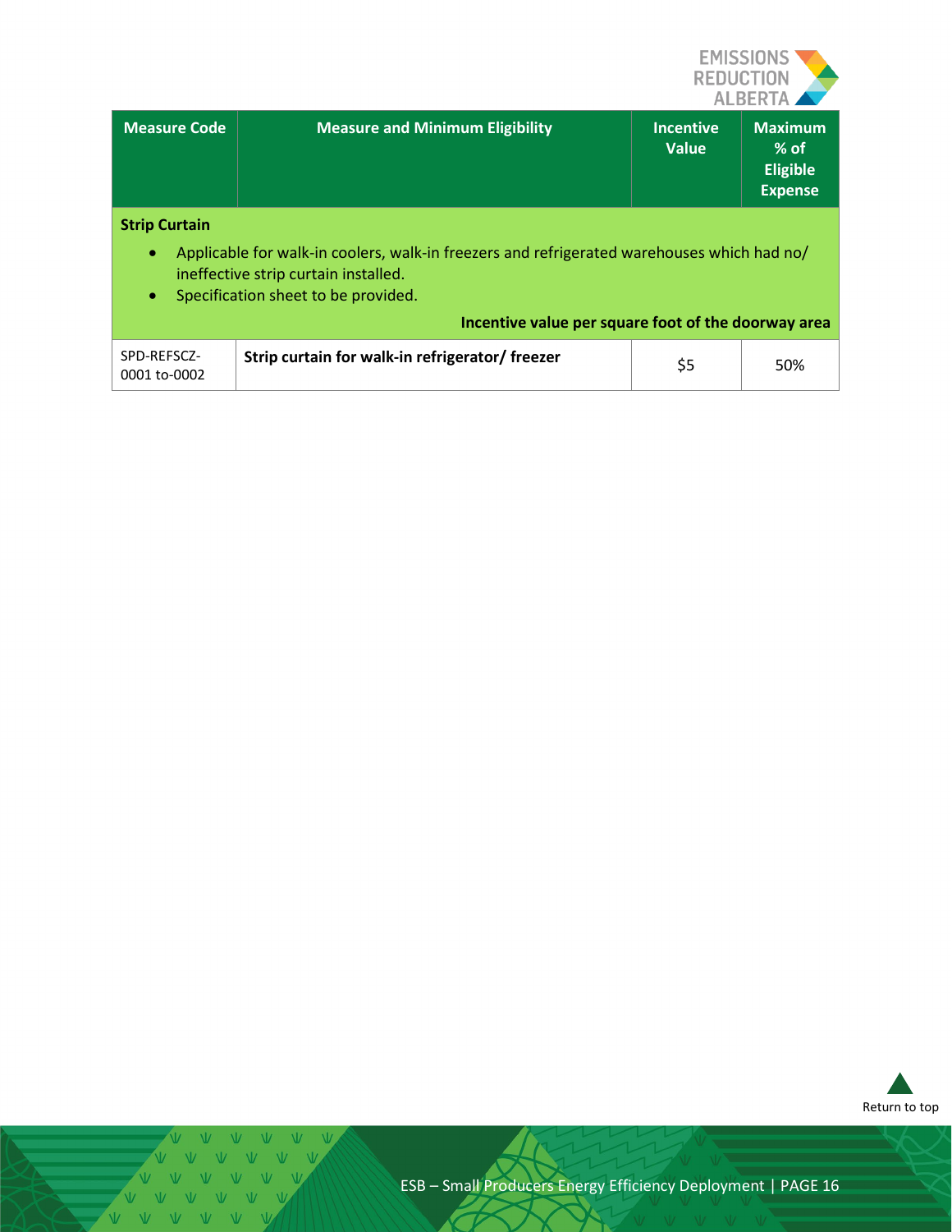| Measure Code | Measure and Minimum Eligibility | Incentive Value | Maximum % of Eligible Expense |
|---|---|---|---|
| **Strip Curtain**<br>• Applicable for walk-in coolers, walk-in freezers and refrigerated warehouses which had no/ ineffective strip curtain installed.<br>• Specification sheet to be provided.<br>**Incentive value per square foot of the doorway area** | | | |
| SPD-REFSCZ-0001 to-0002 | **Strip curtain for walk-in refrigerator/ freezer** | $5 | 50% |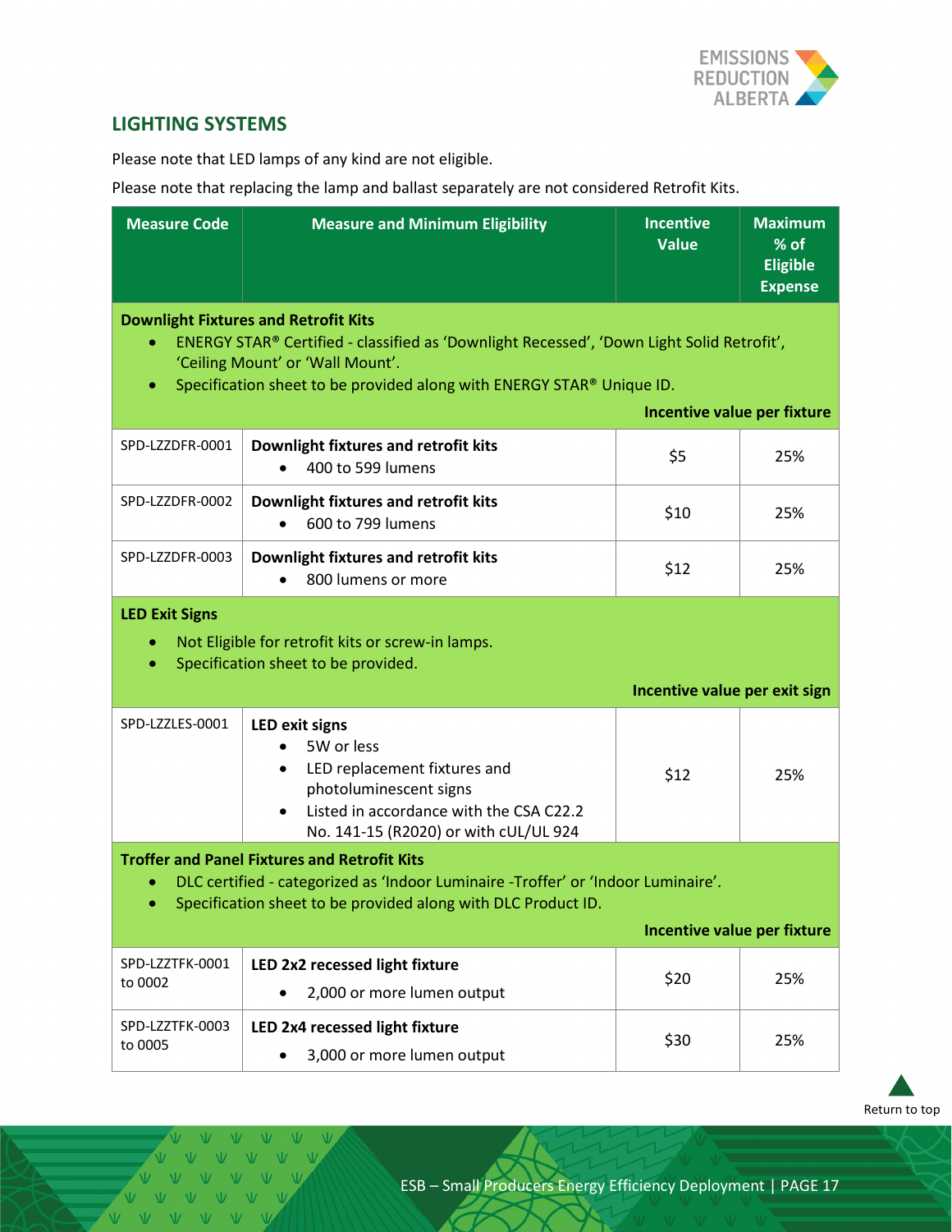## LIGHTING SYSTEMS

Please note that LED lamps of any kind are not eligible.

Please note that replacing the lamp and ballast separately are not considered Retrofit Kits.

| Measure Code | Measure and Minimum Eligibility | Incentive Value | Maximum % of Eligible Expense |
|---|---|---|---|
| **Downlight Fixtures and Retrofit Kits**<br>• ENERGY STAR® Certified - classified as 'Downlight Recessed', 'Down Light Solid Retrofit', 'Ceiling Mount' or 'Wall Mount'.<br>• Specification sheet to be provided along with ENERGY STAR® Unique ID.<br>**Incentive value per fixture** | | | |
| SPD-LZZDFR-0001 | **Downlight fixtures and retrofit kits**<br>• 400 to 599 lumens | $5 | 25% |
| SPD-LZZDFR-0002 | **Downlight fixtures and retrofit kits**<br>• 600 to 799 lumens | $10 | 25% |
| SPD-LZZDFR-0003 | **Downlight fixtures and retrofit kits**<br>• 800 lumens or more | $12 | 25% |
| **LED Exit Signs**<br>• Not Eligible for retrofit kits or screw-in lamps.<br>• Specification sheet to be provided.<br>**Incentive value per exit sign** | | | |
| SPD-LZZLES-0001 | **LED exit signs**<br>• 5W or less<br>• LED replacement fixtures and photoluminescent signs<br>• Listed in accordance with the CSA C22.2 No. 141-15 (R2020) or with cUL/UL 924 | $12 | 25% |
| **Troffer and Panel Fixtures and Retrofit Kits**<br>• DLC certified - categorized as 'Indoor Luminaire -Troffer' or 'Indoor Luminaire'.<br>• Specification sheet to be provided along with DLC Product ID.<br>**Incentive value per fixture** | | | |
| SPD-LZZTFK-0001 to 0002 | **LED 2x2 recessed light fixture**<br>• 2,000 or more lumen output | $20 | 25% |
| SPD-LZZTFK-0003 to 0005 | **LED 2x4 recessed light fixture**<br>• 3,000 or more lumen output | $30 | 25% |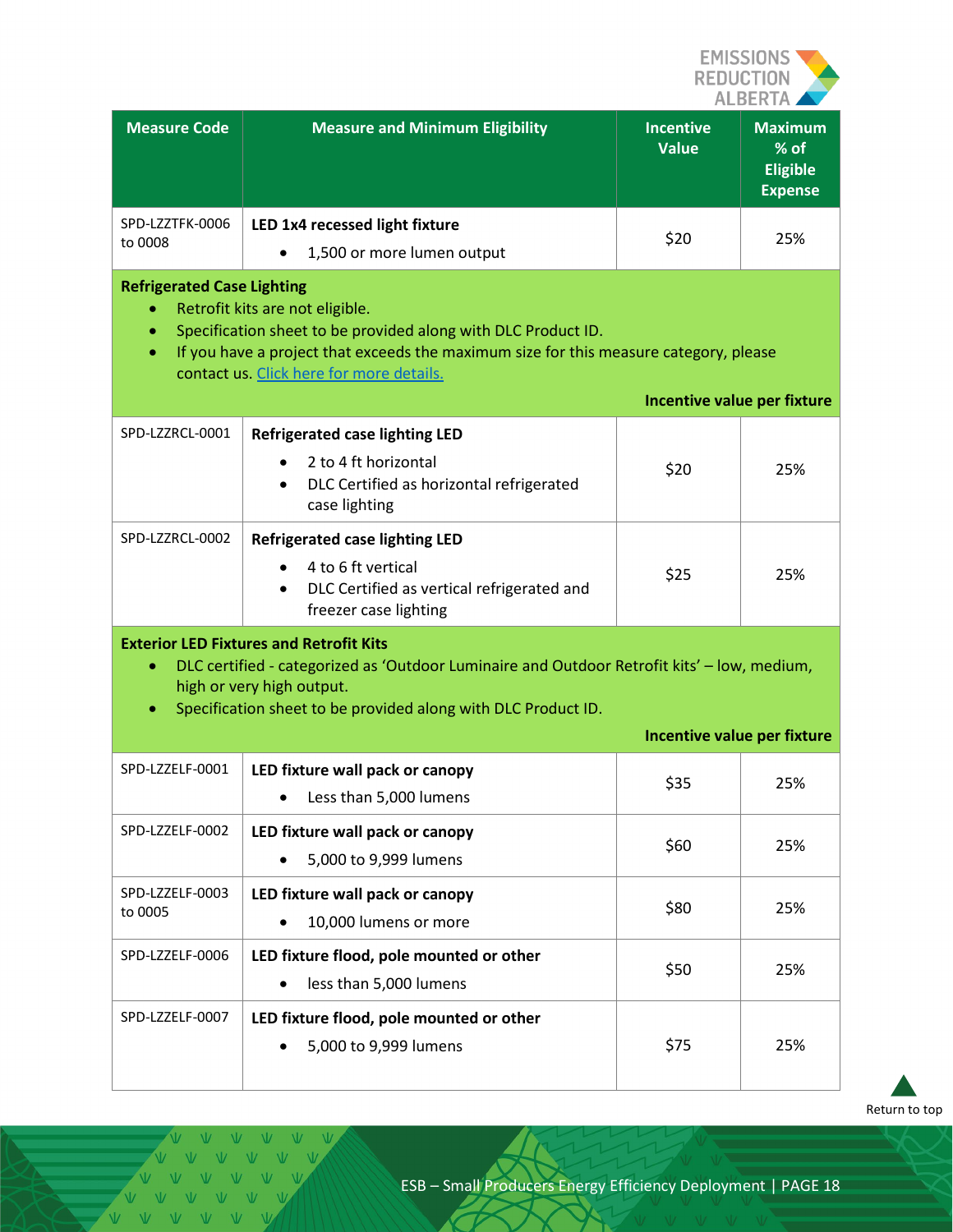| Measure Code | Measure and Minimum Eligibility | Incentive Value | Maximum % of Eligible Expense |
|---|---|---|---|
| SPD-LZZTFK-0006 to 0008 | **LED 1x4 recessed light fixture**<br>• 1,500 or more lumen output | $20 | 25% |
| **Refrigerated Case Lighting**<br>• Retrofit kits are not eligible.<br>• Specification sheet to be provided along with DLC Product ID.<br>• If you have a project that exceeds the maximum size for this measure category, please contact us. Click here for more details. | | **Incentive value per fixture** | |
| SPD-LZZRCL-0001 | **Refrigerated case lighting LED**<br>• 2 to 4 ft horizontal<br>• DLC Certified as horizontal refrigerated case lighting | $20 | 25% |
| SPD-LZZRCL-0002 | **Refrigerated case lighting LED**<br>• 4 to 6 ft vertical<br>• DLC Certified as vertical refrigerated and freezer case lighting | $25 | 25% |
| **Exterior LED Fixtures and Retrofit Kits**<br>• DLC certified - categorized as 'Outdoor Luminaire and Outdoor Retrofit kits' – low, medium, high or very high output.<br>• Specification sheet to be provided along with DLC Product ID. | | **Incentive value per fixture** | |
| SPD-LZZELF-0001 | **LED fixture wall pack or canopy**<br>• Less than 5,000 lumens | $35 | 25% |
| SPD-LZZELF-0002 | **LED fixture wall pack or canopy**<br>• 5,000 to 9,999 lumens | $60 | 25% |
| SPD-LZZELF-0003 to 0005 | **LED fixture wall pack or canopy**<br>• 10,000 lumens or more | $80 | 25% |
| SPD-LZZELF-0006 | **LED fixture flood, pole mounted or other**<br>• less than 5,000 lumens | $50 | 25% |
| SPD-LZZELF-0007 | **LED fixture flood, pole mounted or other**<br>• 5,000 to 9,999 lumens | $75 | 25% |

Return to top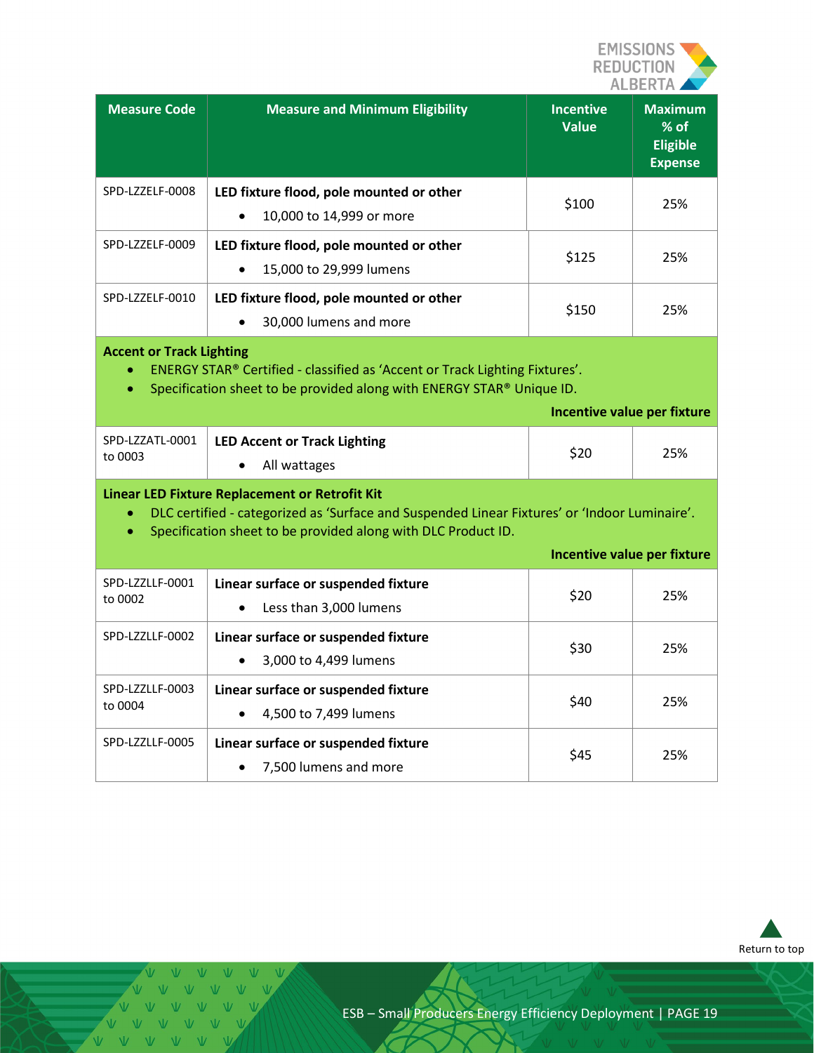| Measure Code | Measure and Minimum Eligibility | Incentive Value | Maximum % of Eligible Expense |
|---|---|---|---|
| SPD-LZZELF-0008 | **LED fixture flood, pole mounted or other**<br>• 10,000 to 14,999 or more | $100 | 25% |
| SPD-LZZELF-0009 | **LED fixture flood, pole mounted or other**<br>• 15,000 to 29,999 lumens | $125 | 25% |
| SPD-LZZELF-0010 | **LED fixture flood, pole mounted or other**<br>• 30,000 lumens and more | $150 | 25% |
| **Accent or Track Lighting**<br>• ENERGY STAR® Certified - classified as 'Accent or Track Lighting Fixtures'.<br>• Specification sheet to be provided along with ENERGY STAR® Unique ID.<br>**Incentive value per fixture** | | | |
| SPD-LZZATL-0001 to 0003 | **LED Accent or Track Lighting**<br>• All wattages | $20 | 25% |
| **Linear LED Fixture Replacement or Retrofit Kit**<br>• DLC certified - categorized as 'Surface and Suspended Linear Fixtures' or 'Indoor Luminaire'.<br>• Specification sheet to be provided along with DLC Product ID.<br>**Incentive value per fixture** | | | |
| SPD-LZZLLF-0001 to 0002 | **Linear surface or suspended fixture**<br>• Less than 3,000 lumens | $20 | 25% |
| SPD-LZZLLF-0002 | **Linear surface or suspended fixture**<br>• 3,000 to 4,499 lumens | $30 | 25% |
| SPD-LZZLLF-0003 to 0004 | **Linear surface or suspended fixture**<br>• 4,500 to 7,499 lumens | $40 | 25% |
| SPD-LZZLLF-0005 | **Linear surface or suspended fixture**<br>• 7,500 lumens and more | $45 | 25% |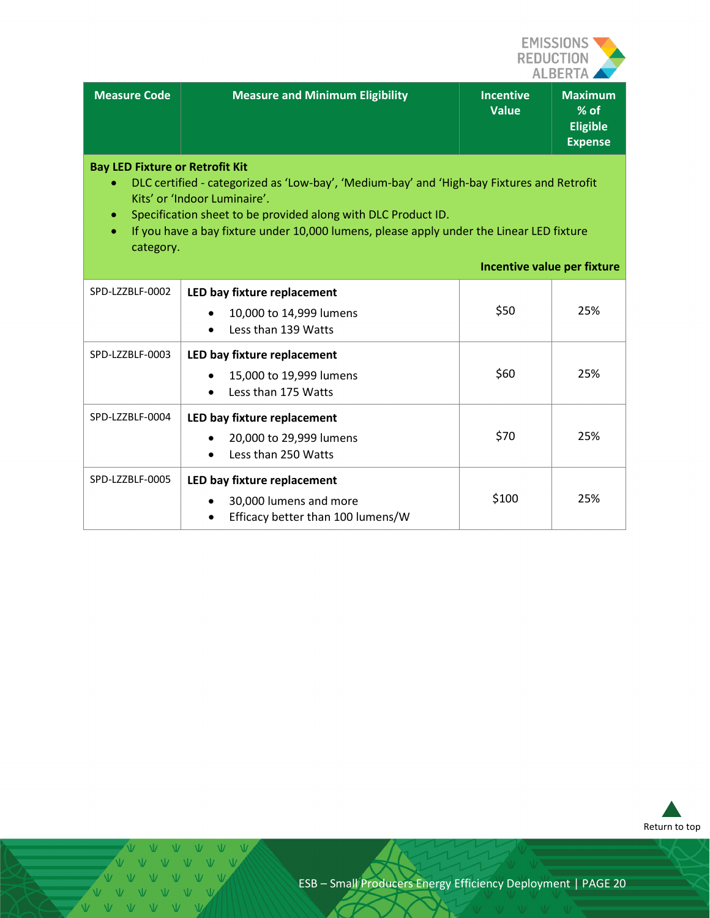| Measure Code | Measure and Minimum Eligibility | Incentive Value | Maximum % of Eligible Expense |
|---|---|---|---|
| **Bay LED Fixture or Retrofit Kit**<br>• DLC certified - categorized as 'Low-bay', 'Medium-bay' and 'High-bay Fixtures and Retrofit Kits' or 'Indoor Luminaire'.<br>• Specification sheet to be provided along with DLC Product ID.<br>• If you have a bay fixture under 10,000 lumens, please apply under the Linear LED fixture category. | | **Incentive value per fixture** | |
| SPD-LZZBLF-0002 | **LED bay fixture replacement**<br>• 10,000 to 14,999 lumens<br>• Less than 139 Watts | $50 | 25% |
| SPD-LZZBLF-0003 | **LED bay fixture replacement**<br>• 15,000 to 19,999 lumens<br>• Less than 175 Watts | $60 | 25% |
| SPD-LZZBLF-0004 | **LED bay fixture replacement**<br>• 20,000 to 29,999 lumens<br>• Less than 250 Watts | $70 | 25% |
| SPD-LZZBLF-0005 | **LED bay fixture replacement**<br>• 30,000 lumens and more<br>• Efficacy better than 100 lumens/W | $100 | 25% |

Return to top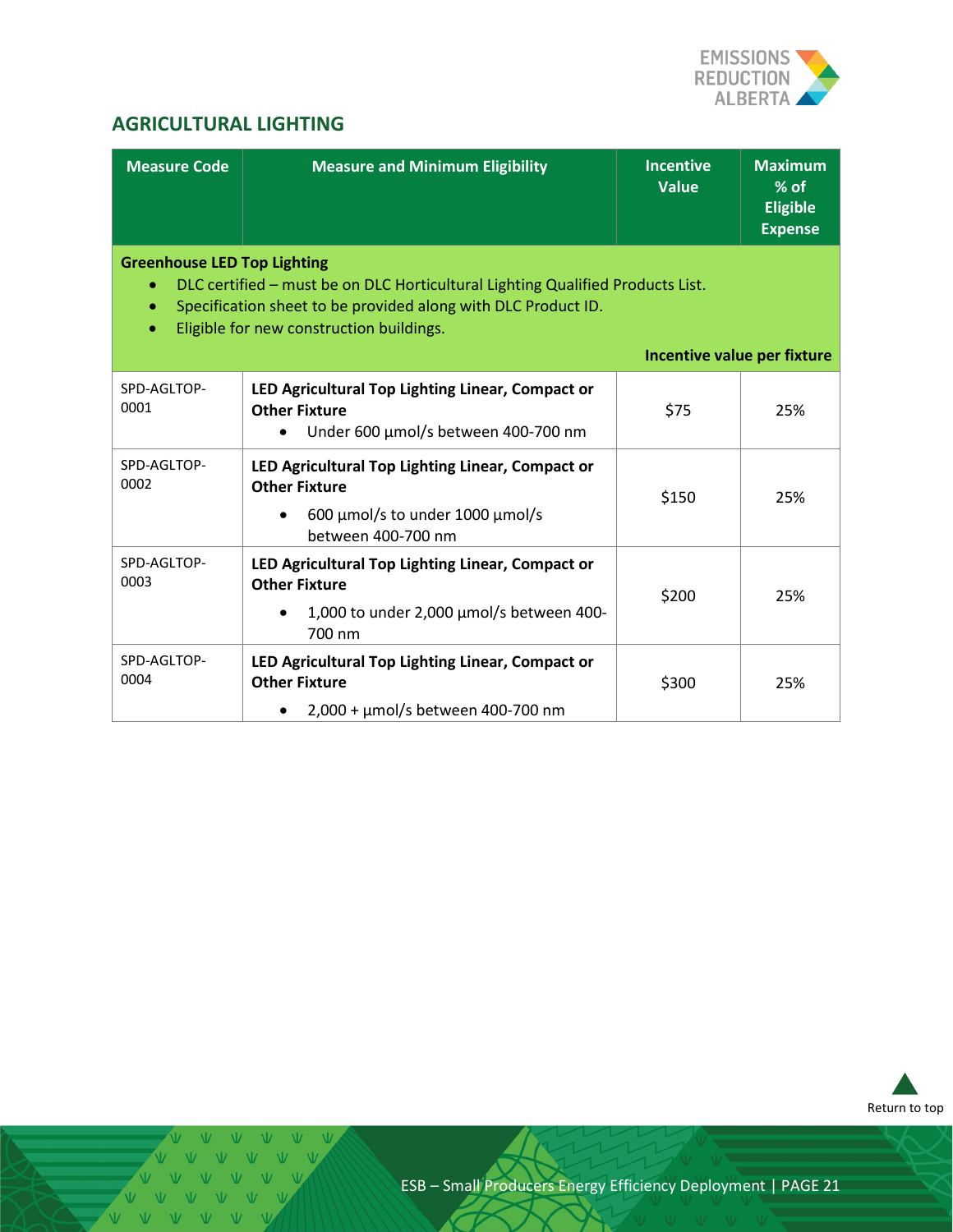## AGRICULTURAL LIGHTING

| Measure Code | Measure and Minimum Eligibility | Incentive Value | Maximum % of Eligible Expense |
|---|---|---|---|
| **Greenhouse LED Top Lighting**<br>• DLC certified – must be on DLC Horticultural Lighting Qualified Products List.<br>• Specification sheet to be provided along with DLC Product ID.<br>• Eligible for new construction buildings. | | **Incentive value per fixture** | |
| SPD-AGLTOP-0001 | **LED Agricultural Top Lighting Linear, Compact or Other Fixture**<br>• Under 600 µmol/s between 400-700 nm | $75 | 25% |
| SPD-AGLTOP-0002 | **LED Agricultural Top Lighting Linear, Compact or Other Fixture**<br>• 600 µmol/s to under 1000 µmol/s between 400-700 nm | $150 | 25% |
| SPD-AGLTOP-0003 | **LED Agricultural Top Lighting Linear, Compact or Other Fixture**<br>• 1,000 to under 2,000 µmol/s between 400-700 nm | $200 | 25% |
| SPD-AGLTOP-0004 | **LED Agricultural Top Lighting Linear, Compact or Other Fixture**<br>• 2,000 + µmol/s between 400-700 nm | $300 | 25% |

Return to top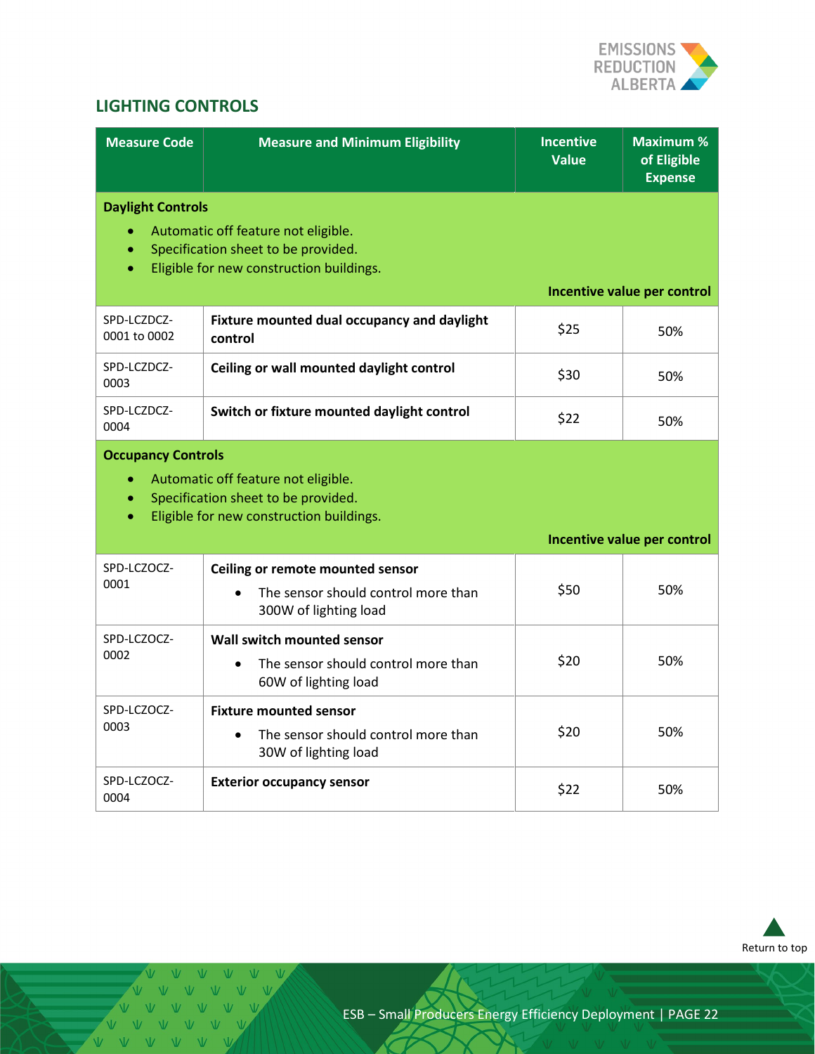## LIGHTING CONTROLS

| Measure Code | Measure and Minimum Eligibility | Incentive Value | Maximum % of Eligible Expense |
|---|---|---|---|
| **Daylight Controls**<br>• Automatic off feature not eligible.<br>• Specification sheet to be provided.<br>• Eligible for new construction buildings. | | **Incentive value per control** | |
| SPD-LCZDCZ-0001 to 0002 | **Fixture mounted dual occupancy and daylight control** | $25 | 50% |
| SPD-LCZDCZ-0003 | **Ceiling or wall mounted daylight control** | $30 | 50% |
| SPD-LCZDCZ-0004 | **Switch or fixture mounted daylight control** | $22 | 50% |
| **Occupancy Controls**<br>• Automatic off feature not eligible.<br>• Specification sheet to be provided.<br>• Eligible for new construction buildings. | | **Incentive value per control** | |
| SPD-LCZOCZ-0001 | **Ceiling or remote mounted sensor**<br>• The sensor should control more than 300W of lighting load | $50 | 50% |
| SPD-LCZOCZ-0002 | **Wall switch mounted sensor**<br>• The sensor should control more than 60W of lighting load | $20 | 50% |
| SPD-LCZOCZ-0003 | **Fixture mounted sensor**<br>• The sensor should control more than 30W of lighting load | $20 | 50% |
| SPD-LCZOCZ-0004 | **Exterior occupancy sensor** | $22 | 50% |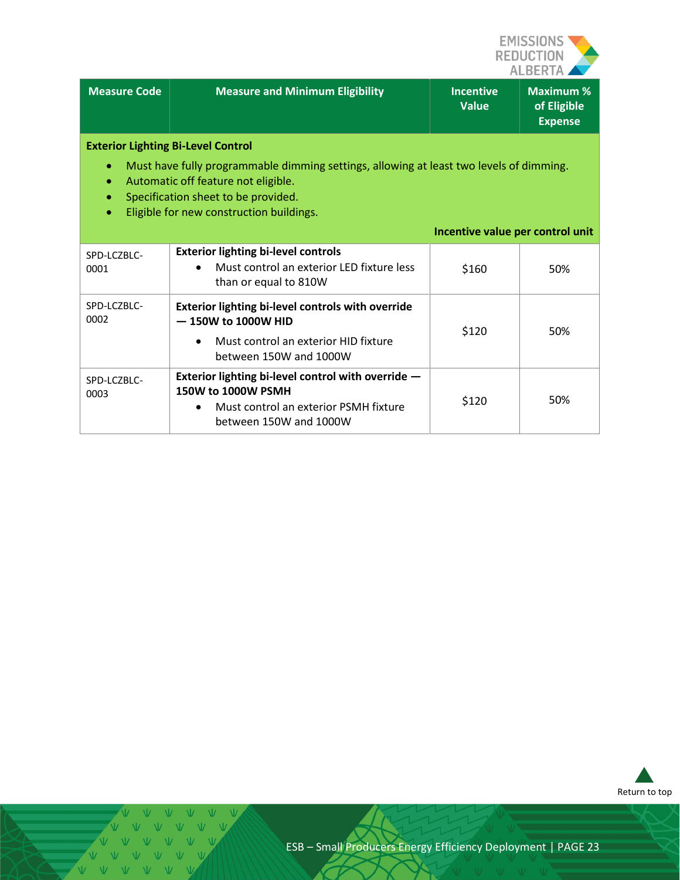| Measure Code | Measure and Minimum Eligibility | Incentive Value | Maximum % of Eligible Expense |
|---|---|---|---|
| **Exterior Lighting Bi-Level Control**<br>• Must have fully programmable dimming settings, allowing at least two levels of dimming.<br>• Automatic off feature not eligible.<br>• Specification sheet to be provided.<br>• Eligible for new construction buildings. | | **Incentive value per control unit** | |
| SPD-LCZBLC-0001 | **Exterior lighting bi-level controls**<br>• Must control an exterior LED fixture less than or equal to 810W | $160 | 50% |
| SPD-LCZBLC-0002 | **Exterior lighting bi-level controls with override — 150W to 1000W HID**<br>• Must control an exterior HID fixture between 150W and 1000W | $120 | 50% |
| SPD-LCZBLC-0003 | **Exterior lighting bi-level control with override — 150W to 1000W PSMH**<br>• Must control an exterior PSMH fixture between 150W and 1000W | $120 | 50% |

Return to top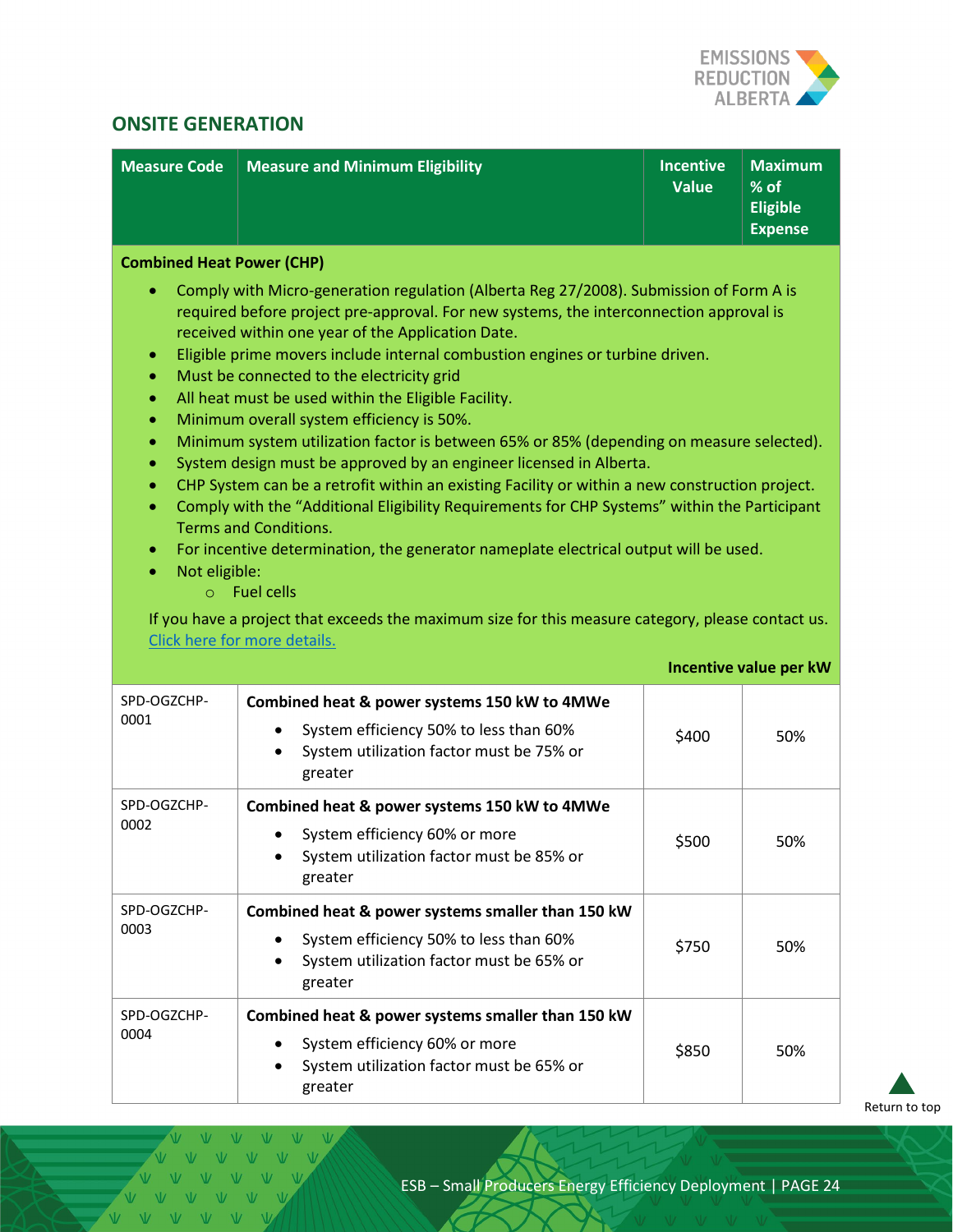## ONSITE GENERATION

| Measure Code | Measure and Minimum Eligibility | Incentive Value | Maximum % of Eligible Expense |
|---|---|---|---|
| **Combined Heat Power (CHP)**<br>• Comply with Micro-generation regulation (Alberta Reg 27/2008). Submission of Form A is required before project pre-approval. For new systems, the interconnection approval is received within one year of the Application Date.<br>• Eligible prime movers include internal combustion engines or turbine driven.<br>• Must be connected to the electricity grid<br>• All heat must be used within the Eligible Facility.<br>• Minimum overall system efficiency is 50%.<br>• Minimum system utilization factor is between 65% or 85% (depending on measure selected).<br>• System design must be approved by an engineer licensed in Alberta.<br>• CHP System can be a retrofit within an existing Facility or within a new construction project.<br>• Comply with the "Additional Eligibility Requirements for CHP Systems" within the Participant Terms and Conditions.<br>• For incentive determination, the generator nameplate electrical output will be used.<br>• Not eligible:<br>  ○ Fuel cells<br><br>If you have a project that exceeds the maximum size for this measure category, please contact us. [Click here for more details.] | | | |
| | | **Incentive value per kW** | |
| SPD-OGZCHP-0001 | **Combined heat & power systems 150 kW to 4MWe**<br>• System efficiency 50% to less than 60%<br>• System utilization factor must be 75% or greater | $400 | 50% |
| SPD-OGZCHP-0002 | **Combined heat & power systems 150 kW to 4MWe**<br>• System efficiency 60% or more<br>• System utilization factor must be 85% or greater | $500 | 50% |
| SPD-OGZCHP-0003 | **Combined heat & power systems smaller than 150 kW**<br>• System efficiency 50% to less than 60%<br>• System utilization factor must be 65% or greater | $750 | 50% |
| SPD-OGZCHP-0004 | **Combined heat & power systems smaller than 150 kW**<br>• System efficiency 60% or more<br>• System utilization factor must be 65% or greater | $850 | 50% |

Return to top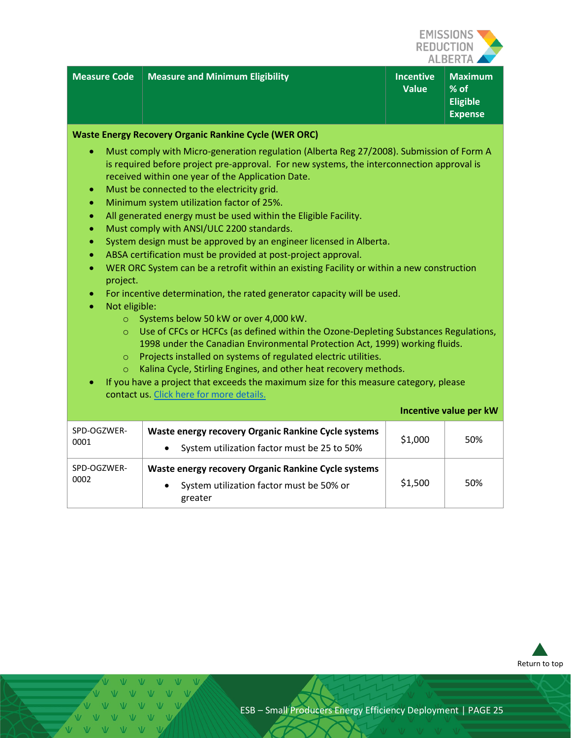| Measure Code | Measure and Minimum Eligibility | Incentive Value | Maximum % of Eligible Expense |
|---|---|---|---|

**Waste Energy Recovery Organic Rankine Cycle (WER ORC)**

- Must comply with Micro-generation regulation (Alberta Reg 27/2008). Submission of Form A is required before project pre-approval. For new systems, the interconnection approval is received within one year of the Application Date.
- Must be connected to the electricity grid.
- Minimum system utilization factor of 25%.
- All generated energy must be used within the Eligible Facility.
- Must comply with ANSI/ULC 2200 standards.
- System design must be approved by an engineer licensed in Alberta.
- ABSA certification must be provided at post-project approval.
- WER ORC System can be a retrofit within an existing Facility or within a new construction project.
- For incentive determination, the rated generator capacity will be used.
- Not eligible:
  - Systems below 50 kW or over 4,000 kW.
  - Use of CFCs or HCFCs (as defined within the Ozone-Depleting Substances Regulations, 1998 under the Canadian Environmental Protection Act, 1999) working fluids.
  - Projects installed on systems of regulated electric utilities.
  - Kalina Cycle, Stirling Engines, and other heat recovery methods.
- If you have a project that exceeds the maximum size for this measure category, please contact us. [Click here for more details.]

**Incentive value per kW**

| Measure Code | Measure and Minimum Eligibility | Incentive Value | Maximum % of Eligible Expense |
|---|---|---|---|
| SPD-OGZWER-0001 | **Waste energy recovery Organic Rankine Cycle systems**<br>• System utilization factor must be 25 to 50% | $1,000 | 50% |
| SPD-OGZWER-0002 | **Waste energy recovery Organic Rankine Cycle systems**<br>• System utilization factor must be 50% or greater | $1,500 | 50% |

Return to top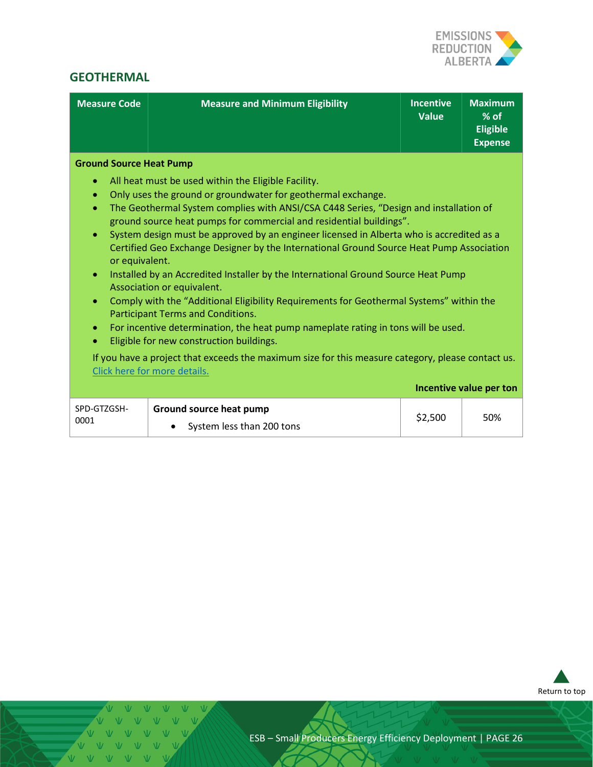## GEOTHERMAL

| Measure Code | Measure and Minimum Eligibility | Incentive Value | Maximum % of Eligible Expense |
|---|---|---|---|
| **Ground Source Heat Pump**<br>• All heat must be used within the Eligible Facility.<br>• Only uses the ground or groundwater for geothermal exchange.<br>• The Geothermal System complies with ANSI/CSA C448 Series, "Design and installation of ground source heat pumps for commercial and residential buildings".<br>• System design must be approved by an engineer licensed in Alberta who is accredited as a Certified Geo Exchange Designer by the International Ground Source Heat Pump Association or equivalent.<br>• Installed by an Accredited Installer by the International Ground Source Heat Pump Association or equivalent.<br>• Comply with the "Additional Eligibility Requirements for Geothermal Systems" within the Participant Terms and Conditions.<br>• For incentive determination, the heat pump nameplate rating in tons will be used.<br>• Eligible for new construction buildings.<br>If you have a project that exceeds the maximum size for this measure category, please contact us. Click here for more details.<br>**Incentive value per ton** | | | |
| SPD-GTZGSH-0001 | **Ground source heat pump**<br>• System less than 200 tons | $2,500 | 50% |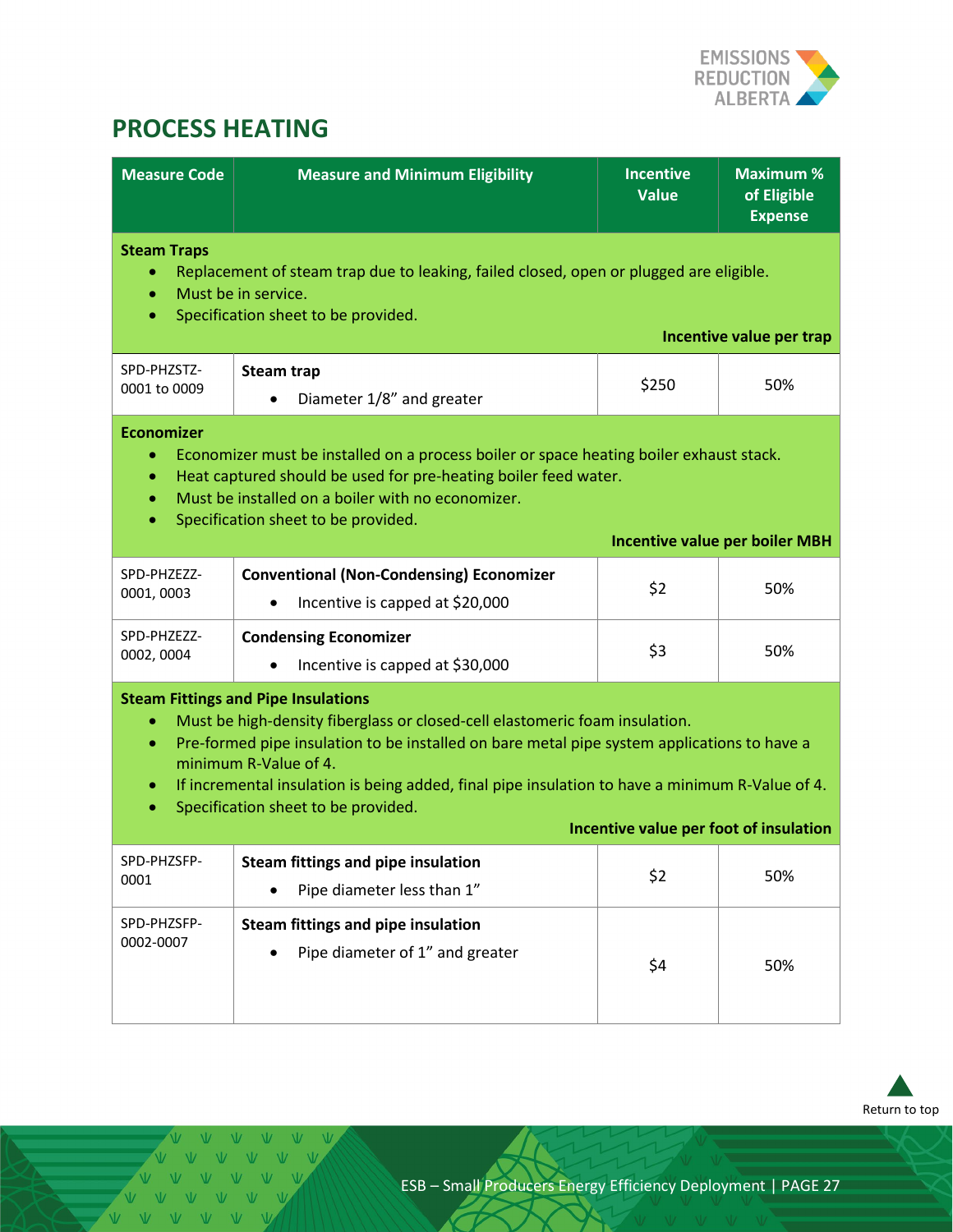## PROCESS HEATING

| Measure Code | Measure and Minimum Eligibility | Incentive Value | Maximum % of Eligible Expense |
|---|---|---|---|
| **Steam Traps**<br>• Replacement of steam trap due to leaking, failed closed, open or plugged are eligible.<br>• Must be in service.<br>• Specification sheet to be provided.<br>**Incentive value per trap** | | | |
| SPD-PHZSTZ-0001 to 0009 | **Steam trap**<br>• Diameter 1/8" and greater | $250 | 50% |
| **Economizer**<br>• Economizer must be installed on a process boiler or space heating boiler exhaust stack.<br>• Heat captured should be used for pre-heating boiler feed water.<br>• Must be installed on a boiler with no economizer.<br>• Specification sheet to be provided.<br>**Incentive value per boiler MBH** | | | |
| SPD-PHZEZZ-0001, 0003 | **Conventional (Non-Condensing) Economizer**<br>• Incentive is capped at $20,000 | $2 | 50% |
| SPD-PHZEZZ-0002, 0004 | **Condensing Economizer**<br>• Incentive is capped at $30,000 | $3 | 50% |
| **Steam Fittings and Pipe Insulations**<br>• Must be high-density fiberglass or closed-cell elastomeric foam insulation.<br>• Pre-formed pipe insulation to be installed on bare metal pipe system applications to have a minimum R-Value of 4.<br>• If incremental insulation is being added, final pipe insulation to have a minimum R-Value of 4.<br>• Specification sheet to be provided.<br>**Incentive value per foot of insulation** | | | |
| SPD-PHZSFP-0001 | **Steam fittings and pipe insulation**<br>• Pipe diameter less than 1" | $2 | 50% |
| SPD-PHZSFP-0002-0007 | **Steam fittings and pipe insulation**<br>• Pipe diameter of 1" and greater | $4 | 50% |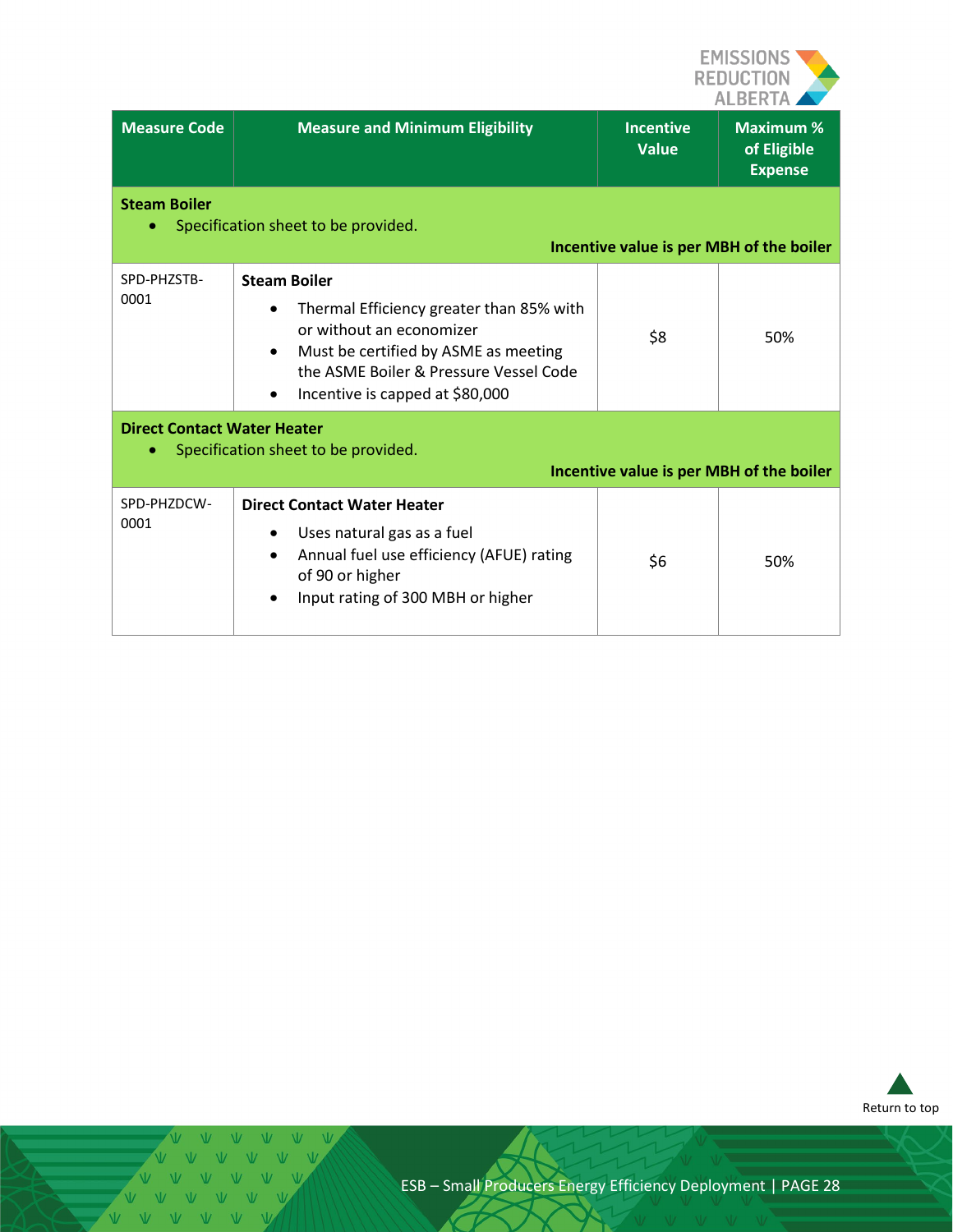| Measure Code | Measure and Minimum Eligibility | Incentive Value | Maximum % of Eligible Expense |
|---|---|---|---|
| **Steam Boiler**<br>• Specification sheet to be provided.<br>**Incentive value is per MBH of the boiler** | | | |
| SPD-PHZSTB-0001 | **Steam Boiler**<br>• Thermal Efficiency greater than 85% with or without an economizer<br>• Must be certified by ASME as meeting the ASME Boiler & Pressure Vessel Code<br>• Incentive is capped at $80,000 | $8 | 50% |
| **Direct Contact Water Heater**<br>• Specification sheet to be provided.<br>**Incentive value is per MBH of the boiler** | | | |
| SPD-PHZDCW-0001 | **Direct Contact Water Heater**<br>• Uses natural gas as a fuel<br>• Annual fuel use efficiency (AFUE) rating of 90 or higher<br>• Input rating of 300 MBH or higher | $6 | 50% |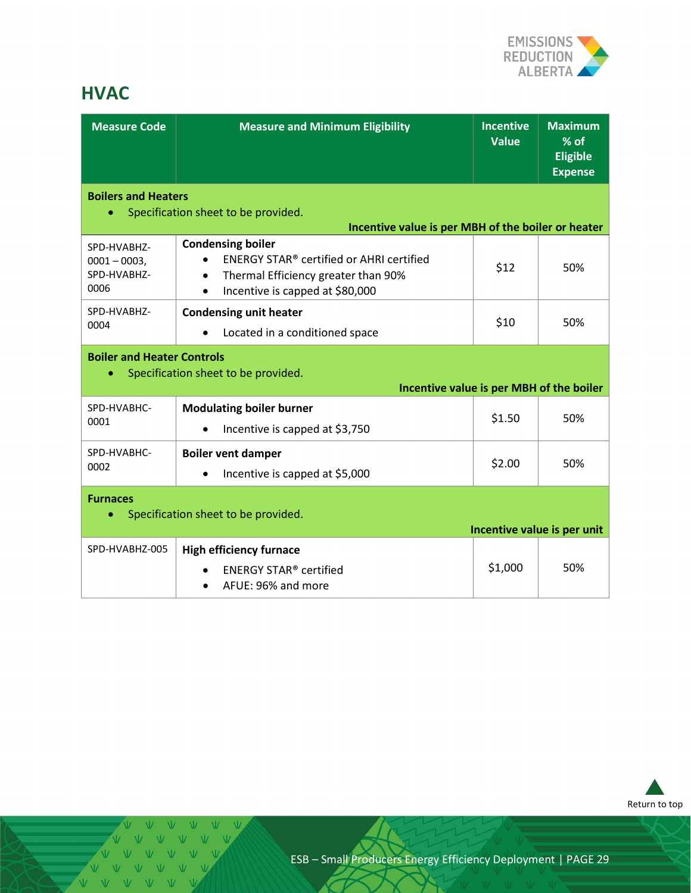## HVAC

| Measure Code | Measure and Minimum Eligibility | Incentive Value | Maximum % of Eligible Expense |
|---|---|---|---|
| **Boilers and Heaters**<br>• Specification sheet to be provided.<br>**Incentive value is per MBH of the boiler or heater** | | | |
| SPD-HVABHZ-0001 – 0003, SPD-HVABHZ-0006 | **Condensing boiler**<br>• ENERGY STAR® certified or AHRI certified<br>• Thermal Efficiency greater than 90%<br>• Incentive is capped at $80,000 | $12 | 50% |
| SPD-HVABHZ-0004 | **Condensing unit heater**<br>• Located in a conditioned space | $10 | 50% |
| **Boiler and Heater Controls**<br>• Specification sheet to be provided.<br>**Incentive value is per MBH of the boiler** | | | |
| SPD-HVABHC-0001 | **Modulating boiler burner**<br>• Incentive is capped at $3,750 | $1.50 | 50% |
| SPD-HVABHC-0002 | **Boiler vent damper**<br>• Incentive is capped at $5,000 | $2.00 | 50% |
| **Furnaces**<br>• Specification sheet to be provided.<br>**Incentive value is per unit** | | | |
| SPD-HVABHZ-005 | **High efficiency furnace**<br>• ENERGY STAR® certified<br>• AFUE: 96% and more | $1,000 | 50% |

Return to top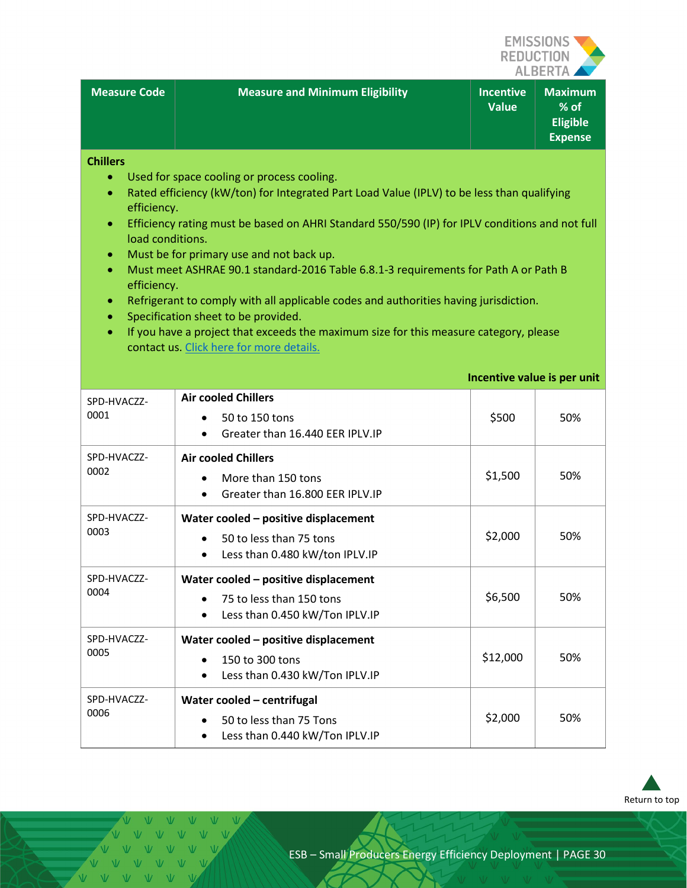| Measure Code | Measure and Minimum Eligibility | Incentive Value | Maximum % of Eligible Expense |
|---|---|---|---|
| **Chillers**<br>• Used for space cooling or process cooling.<br>• Rated efficiency (kW/ton) for Integrated Part Load Value (IPLV) to be less than qualifying efficiency.<br>• Efficiency rating must be based on AHRI Standard 550/590 (IP) for IPLV conditions and not full load conditions.<br>• Must be for primary use and not back up.<br>• Must meet ASHRAE 90.1 standard-2016 Table 6.8.1-3 requirements for Path A or Path B efficiency.<br>• Refrigerant to comply with all applicable codes and authorities having jurisdiction.<br>• Specification sheet to be provided.<br>• If you have a project that exceeds the maximum size for this measure category, please contact us. [Click here for more details.]<br><br>**Incentive value is per unit** | | | |
| SPD-HVACZZ-0001 | **Air cooled Chillers**<br>• 50 to 150 tons<br>• Greater than 16.440 EER IPLV.IP | $500 | 50% |
| SPD-HVACZZ-0002 | **Air cooled Chillers**<br>• More than 150 tons<br>• Greater than 16.800 EER IPLV.IP | $1,500 | 50% |
| SPD-HVACZZ-0003 | **Water cooled – positive displacement**<br>• 50 to less than 75 tons<br>• Less than 0.480 kW/ton IPLV.IP | $2,000 | 50% |
| SPD-HVACZZ-0004 | **Water cooled – positive displacement**<br>• 75 to less than 150 tons<br>• Less than 0.450 kW/Ton IPLV.IP | $6,500 | 50% |
| SPD-HVACZZ-0005 | **Water cooled – positive displacement**<br>• 150 to 300 tons<br>• Less than 0.430 kW/Ton IPLV.IP | $12,000 | 50% |
| SPD-HVACZZ-0006 | **Water cooled – centrifugal**<br>• 50 to less than 75 Tons<br>• Less than 0.440 kW/Ton IPLV.IP | $2,000 | 50% |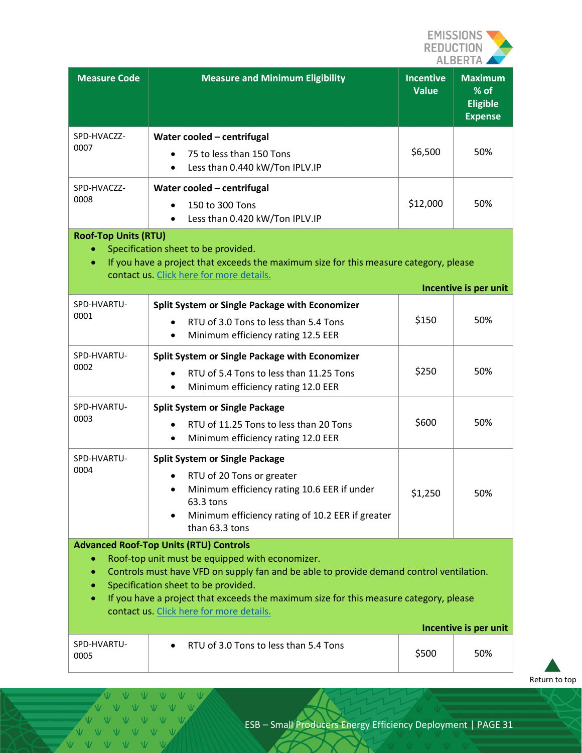| Measure Code | Measure and Minimum Eligibility | Incentive Value | Maximum % of Eligible Expense |
|---|---|---|---|
| SPD-HVACZZ-0007 | **Water cooled – centrifugal**<br>• 75 to less than 150 Tons<br>• Less than 0.440 kW/Ton IPLV.IP | $6,500 | 50% |
| SPD-HVACZZ-0008 | **Water cooled – centrifugal**<br>• 150 to 300 Tons<br>• Less than 0.420 kW/Ton IPLV.IP | $12,000 | 50% |
| **Roof-Top Units (RTU)**<br>• Specification sheet to be provided.<br>• If you have a project that exceeds the maximum size for this measure category, please contact us. [Click here for more details.]<br>**Incentive is per unit** | | | |
| SPD-HVARTU-0001 | **Split System or Single Package with Economizer**<br>• RTU of 3.0 Tons to less than 5.4 Tons<br>• Minimum efficiency rating 12.5 EER | $150 | 50% |
| SPD-HVARTU-0002 | **Split System or Single Package with Economizer**<br>• RTU of 5.4 Tons to less than 11.25 Tons<br>• Minimum efficiency rating 12.0 EER | $250 | 50% |
| SPD-HVARTU-0003 | **Split System or Single Package**<br>• RTU of 11.25 Tons to less than 20 Tons<br>• Minimum efficiency rating 12.0 EER | $600 | 50% |
| SPD-HVARTU-0004 | **Split System or Single Package**<br>• RTU of 20 Tons or greater<br>• Minimum efficiency rating 10.6 EER if under 63.3 tons<br>• Minimum efficiency rating of 10.2 EER if greater than 63.3 tons | $1,250 | 50% |
| **Advanced Roof-Top Units (RTU) Controls**<br>• Roof-top unit must be equipped with economizer.<br>• Controls must have VFD on supply fan and be able to provide demand control ventilation.<br>• Specification sheet to be provided.<br>• If you have a project that exceeds the maximum size for this measure category, please contact us. [Click here for more details.]<br>**Incentive is per unit** | | | |
| SPD-HVARTU-0005 | • RTU of 3.0 Tons to less than 5.4 Tons | $500 | 50% |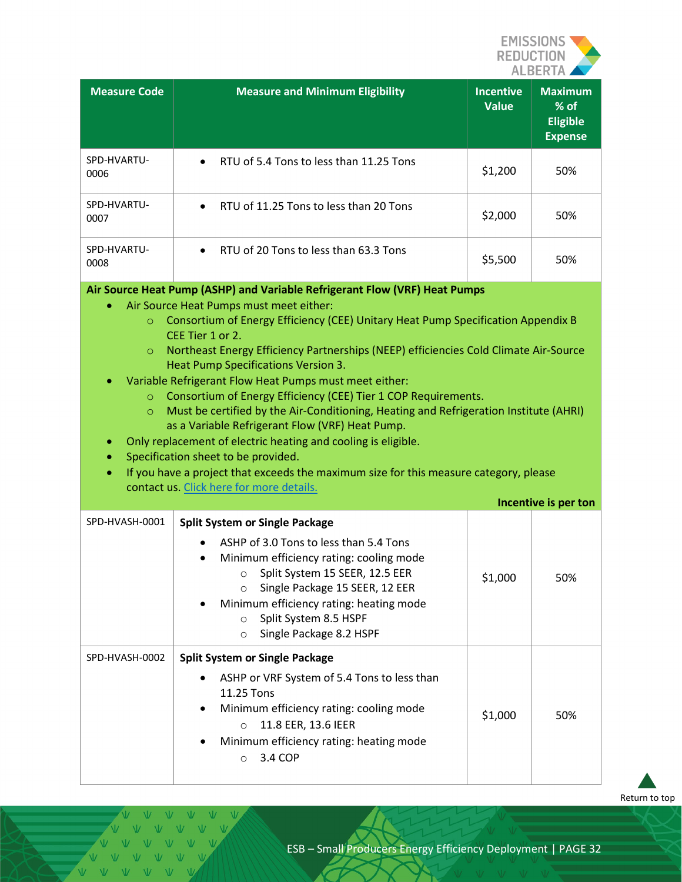| Measure Code | Measure and Minimum Eligibility | Incentive Value | Maximum % of Eligible Expense |
|---|---|---|---|
| SPD-HVARTU-0006 | • RTU of 5.4 Tons to less than 11.25 Tons | $1,200 | 50% |
| SPD-HVARTU-0007 | • RTU of 11.25 Tons to less than 20 Tons | $2,000 | 50% |
| SPD-HVARTU-0008 | • RTU of 20 Tons to less than 63.3 Tons | $5,500 | 50% |
| **Air Source Heat Pump (ASHP) and Variable Refrigerant Flow (VRF) Heat Pumps**<br>• Air Source Heat Pumps must meet either:<br>  ○ Consortium of Energy Efficiency (CEE) Unitary Heat Pump Specification Appendix B CEE Tier 1 or 2.<br>  ○ Northeast Energy Efficiency Partnerships (NEEP) efficiencies Cold Climate Air-Source Heat Pump Specifications Version 3.<br>• Variable Refrigerant Flow Heat Pumps must meet either:<br>  ○ Consortium of Energy Efficiency (CEE) Tier 1 COP Requirements.<br>  ○ Must be certified by the Air-Conditioning, Heating and Refrigeration Institute (AHRI) as a Variable Refrigerant Flow (VRF) Heat Pump.<br>• Only replacement of electric heating and cooling is eligible.<br>• Specification sheet to be provided.<br>• If you have a project that exceeds the maximum size for this measure category, please contact us. [Click here for more details.]<br>**Incentive is per ton** | | | |
| SPD-HVASH-0001 | **Split System or Single Package**<br>• ASHP of 3.0 Tons to less than 5.4 Tons<br>• Minimum efficiency rating: cooling mode<br>  ○ Split System 15 SEER, 12.5 EER<br>  ○ Single Package 15 SEER, 12 EER<br>• Minimum efficiency rating: heating mode<br>  ○ Split System 8.5 HSPF<br>  ○ Single Package 8.2 HSPF | $1,000 | 50% |
| SPD-HVASH-0002 | **Split System or Single Package**<br>• ASHP or VRF System of 5.4 Tons to less than 11.25 Tons<br>• Minimum efficiency rating: cooling mode<br>  ○ 11.8 EER, 13.6 IEER<br>• Minimum efficiency rating: heating mode<br>  ○ 3.4 COP | $1,000 | 50% |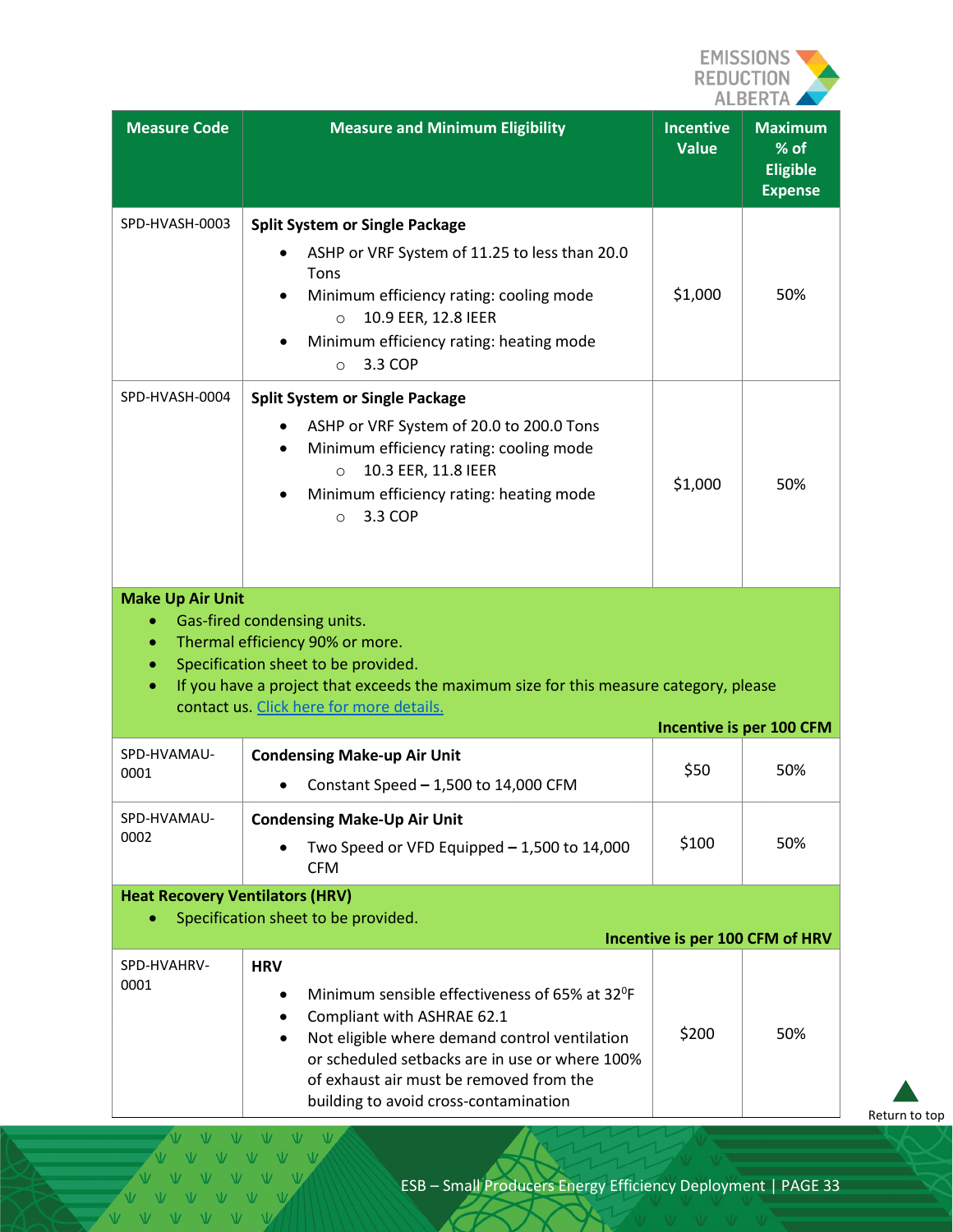| Measure Code | Measure and Minimum Eligibility | Incentive Value | Maximum % of Eligible Expense |
|---|---|---|---|
| SPD-HVASH-0003 | **Split System or Single Package**<br>• ASHP or VRF System of 11.25 to less than 20.0 Tons<br>• Minimum efficiency rating: cooling mode<br>  ○ 10.9 EER, 12.8 IEER<br>• Minimum efficiency rating: heating mode<br>  ○ 3.3 COP | $1,000 | 50% |
| SPD-HVASH-0004 | **Split System or Single Package**<br>• ASHP or VRF System of 20.0 to 200.0 Tons<br>• Minimum efficiency rating: cooling mode<br>  ○ 10.3 EER, 11.8 IEER<br>• Minimum efficiency rating: heating mode<br>  ○ 3.3 COP | $1,000 | 50% |
| **Make Up Air Unit**<br>• Gas-fired condensing units.<br>• Thermal efficiency 90% or more.<br>• Specification sheet to be provided.<br>• If you have a project that exceeds the maximum size for this measure category, please contact us. Click here for more details.<br>**Incentive is per 100 CFM** | | | |
| SPD-HVAMAU-0001 | **Condensing Make-up Air Unit**<br>• Constant Speed – 1,500 to 14,000 CFM | $50 | 50% |
| SPD-HVAMAU-0002 | **Condensing Make-Up Air Unit**<br>• Two Speed or VFD Equipped – 1,500 to 14,000 CFM | $100 | 50% |
| **Heat Recovery Ventilators (HRV)**<br>• Specification sheet to be provided.<br>**Incentive is per 100 CFM of HRV** | | | |
| SPD-HVAHRV-0001 | **HRV**<br>• Minimum sensible effectiveness of 65% at 32°F<br>• Compliant with ASHRAE 62.1<br>• Not eligible where demand control ventilation or scheduled setbacks are in use or where 100% of exhaust air must be removed from the building to avoid cross-contamination | $200 | 50% |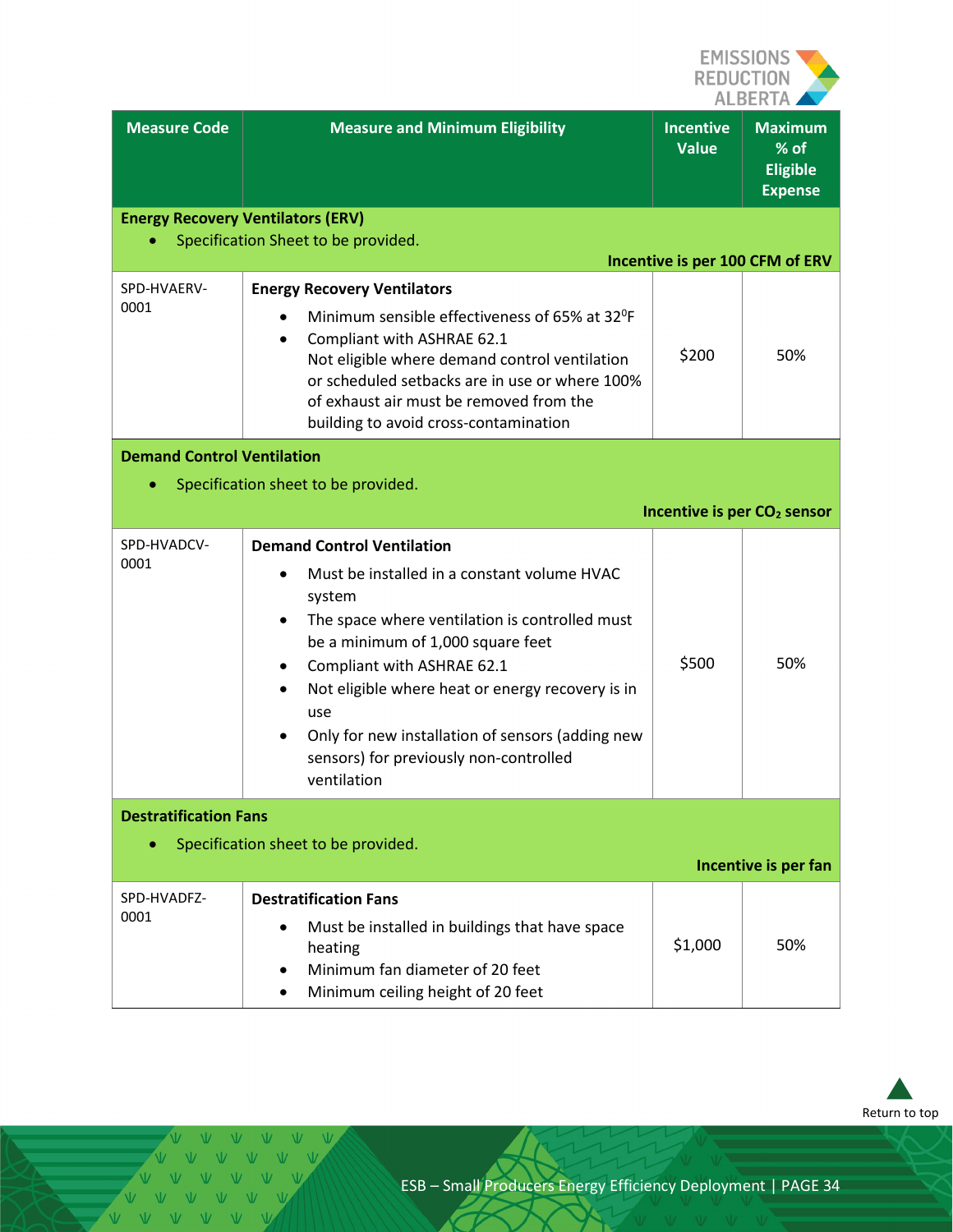| Measure Code | Measure and Minimum Eligibility | Incentive Value | Maximum % of Eligible Expense |
|---|---|---|---|
| **Energy Recovery Ventilators (ERV)**<br>• Specification Sheet to be provided.<br>**Incentive is per 100 CFM of ERV** | | | |
| SPD-HVAERV-0001 | **Energy Recovery Ventilators**<br>• Minimum sensible effectiveness of 65% at 32$^0$F<br>• Compliant with ASHRAE 62.1<br>Not eligible where demand control ventilation or scheduled setbacks are in use or where 100% of exhaust air must be removed from the building to avoid cross-contamination | $200 | 50% |
| **Demand Control Ventilation**<br>• Specification sheet to be provided.<br>**Incentive is per $CO_2$ sensor** | | | |
| SPD-HVADCV-0001 | **Demand Control Ventilation**<br>• Must be installed in a constant volume HVAC system<br>• The space where ventilation is controlled must be a minimum of 1,000 square feet<br>• Compliant with ASHRAE 62.1<br>• Not eligible where heat or energy recovery is in use<br>• Only for new installation of sensors (adding new sensors) for previously non-controlled ventilation | $500 | 50% |
| **Destratification Fans**<br>• Specification sheet to be provided.<br>**Incentive is per fan** | | | |
| SPD-HVADFZ-0001 | **Destratification Fans**<br>• Must be installed in buildings that have space heating<br>• Minimum fan diameter of 20 feet<br>• Minimum ceiling height of 20 feet | $1,000 | 50% |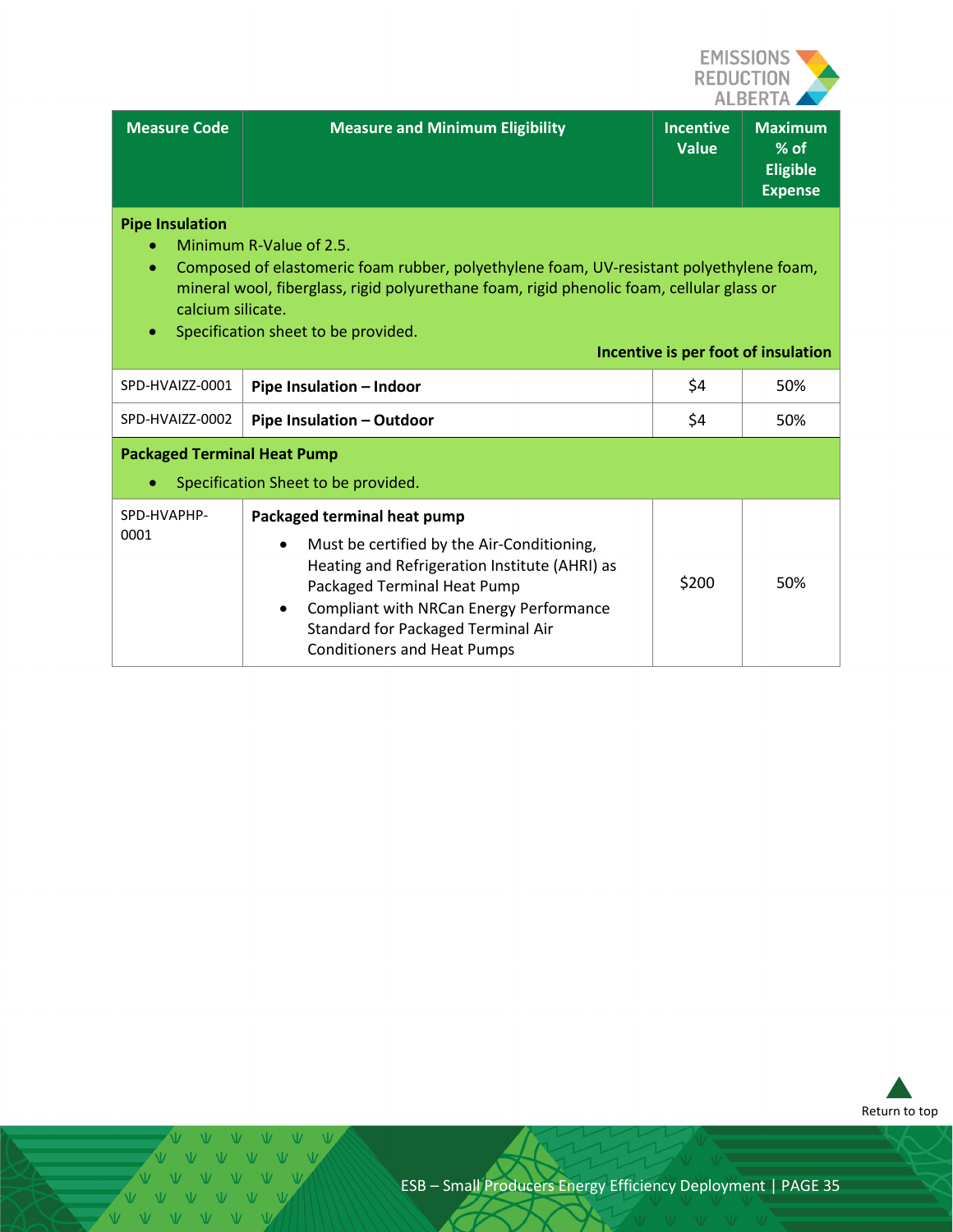| Measure Code | Measure and Minimum Eligibility | Incentive Value | Maximum % of Eligible Expense |
|---|---|---|---|
| **Pipe Insulation**<br>• Minimum R-Value of 2.5.<br>• Composed of elastomeric foam rubber, polyethylene foam, UV-resistant polyethylene foam, mineral wool, fiberglass, rigid polyurethane foam, rigid phenolic foam, cellular glass or calcium silicate.<br>• Specification sheet to be provided.<br>**Incentive is per foot of insulation** | | | |
| SPD-HVAIZZ-0001 | **Pipe Insulation – Indoor** | $4 | 50% |
| SPD-HVAIZZ-0002 | **Pipe Insulation – Outdoor** | $4 | 50% |
| **Packaged Terminal Heat Pump**<br>• Specification Sheet to be provided. | | | |
| SPD-HVAPHP-0001 | **Packaged terminal heat pump**<br>• Must be certified by the Air-Conditioning, Heating and Refrigeration Institute (AHRI) as Packaged Terminal Heat Pump<br>• Compliant with NRCan Energy Performance Standard for Packaged Terminal Air Conditioners and Heat Pumps | $200 | 50% |

Return to top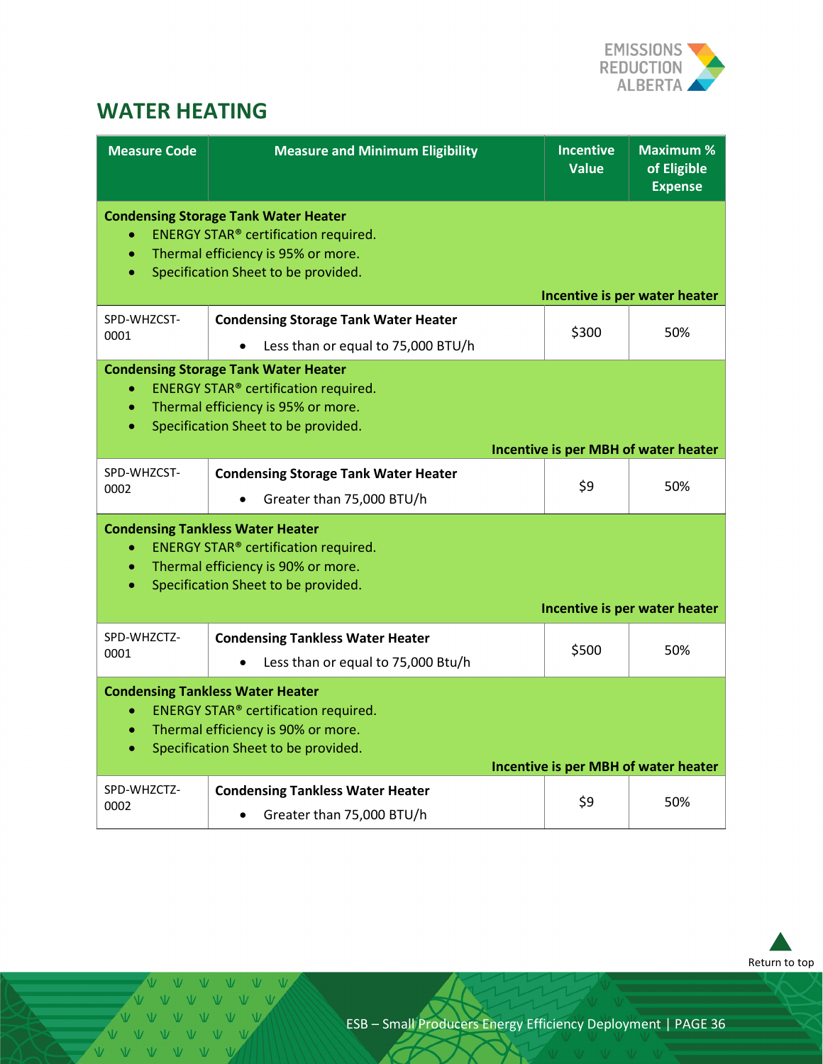## WATER HEATING

| Measure Code | Measure and Minimum Eligibility | Incentive Value | Maximum % of Eligible Expense |
|---|---|---|---|
| **Condensing Storage Tank Water Heater**<br>• ENERGY STAR® certification required.<br>• Thermal efficiency is 95% or more.<br>• Specification Sheet to be provided.<br>**Incentive is per water heater** | | | |
| SPD-WHZCST-0001 | **Condensing Storage Tank Water Heater**<br>• Less than or equal to 75,000 BTU/h | $300 | 50% |
| **Condensing Storage Tank Water Heater**<br>• ENERGY STAR® certification required.<br>• Thermal efficiency is 95% or more.<br>• Specification Sheet to be provided.<br>**Incentive is per MBH of water heater** | | | |
| SPD-WHZCST-0002 | **Condensing Storage Tank Water Heater**<br>• Greater than 75,000 BTU/h | $9 | 50% |
| **Condensing Tankless Water Heater**<br>• ENERGY STAR® certification required.<br>• Thermal efficiency is 90% or more.<br>• Specification Sheet to be provided.<br>**Incentive is per water heater** | | | |
| SPD-WHZCTZ-0001 | **Condensing Tankless Water Heater**<br>• Less than or equal to 75,000 Btu/h | $500 | 50% |
| **Condensing Tankless Water Heater**<br>• ENERGY STAR® certification required.<br>• Thermal efficiency is 90% or more.<br>• Specification Sheet to be provided.<br>**Incentive is per MBH of water heater** | | | |
| SPD-WHZCTZ-0002 | **Condensing Tankless Water Heater**<br>• Greater than 75,000 BTU/h | $9 | 50% |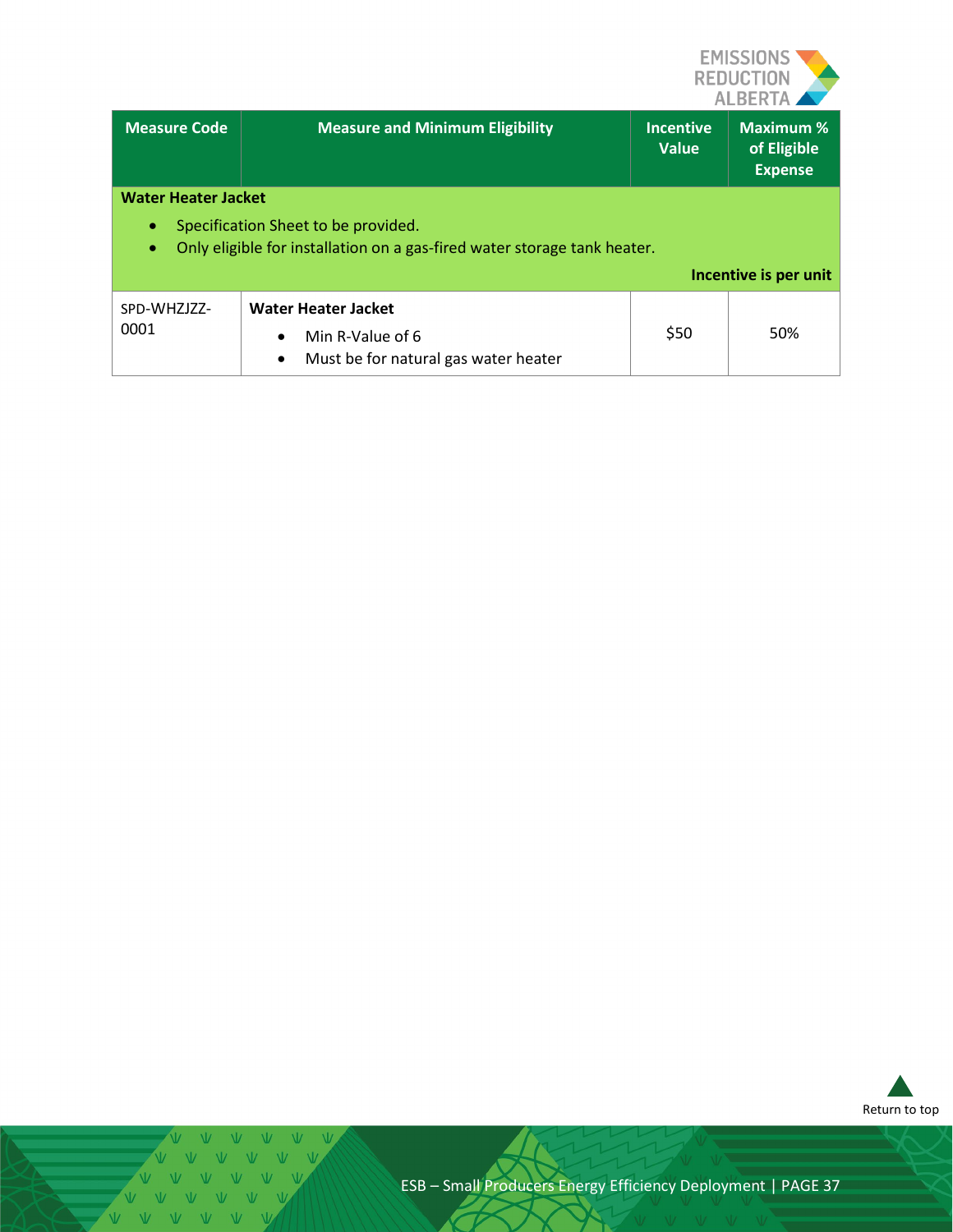| Measure Code | Measure and Minimum Eligibility | Incentive Value | Maximum % of Eligible Expense |
|---|---|---|---|
| **Water Heater Jacket**<br>• Specification Sheet to be provided.<br>• Only eligible for installation on a gas-fired water storage tank heater.<br>**Incentive is per unit** | | | |
| SPD-WHZJZZ-0001 | **Water Heater Jacket**<br>• Min R-Value of 6<br>• Must be for natural gas water heater | $50 | 50% |

Return to top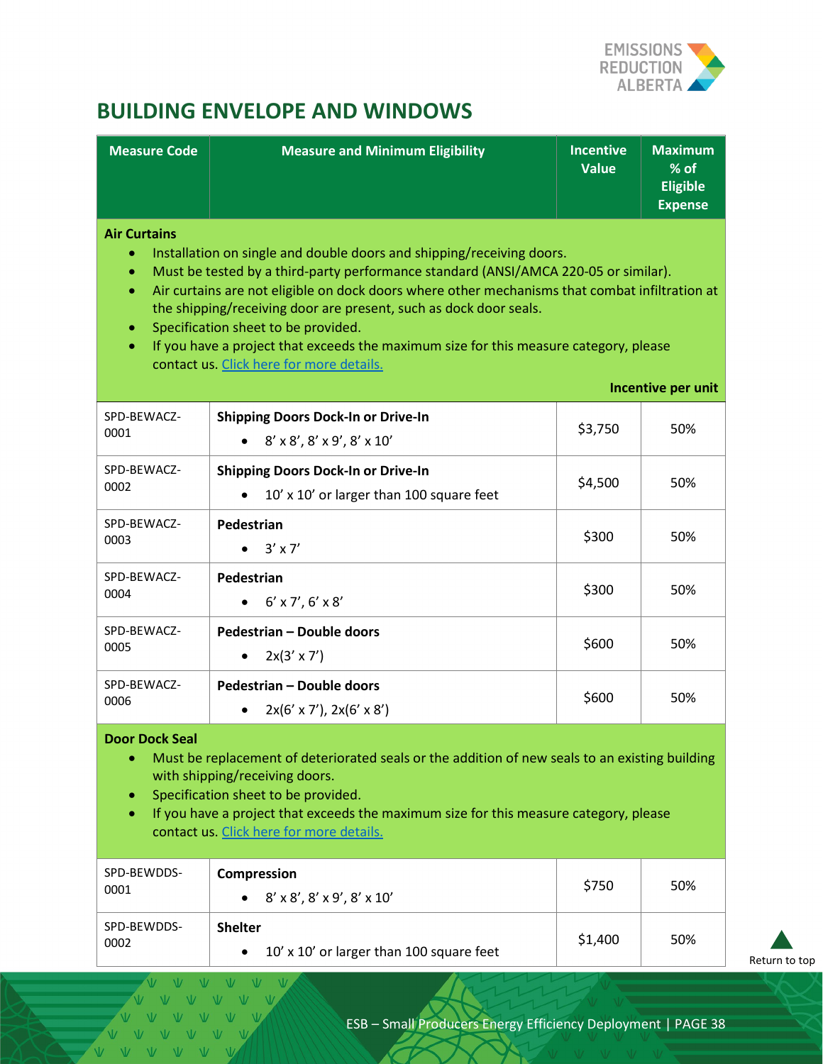# BUILDING ENVELOPE AND WINDOWS

| Measure Code | Measure and Minimum Eligibility | Incentive Value | Maximum % of Eligible Expense |
|---|---|---|---|
| **Air Curtains**<br>• Installation on single and double doors and shipping/receiving doors.<br>• Must be tested by a third-party performance standard (ANSI/AMCA 220-05 or similar).<br>• Air curtains are not eligible on dock doors where other mechanisms that combat infiltration at the shipping/receiving door are present, such as dock door seals.<br>• Specification sheet to be provided.<br>• If you have a project that exceeds the maximum size for this measure category, please contact us. Click here for more details.<br>**Incentive per unit** | | | |
| SPD-BEWACZ-0001 | **Shipping Doors Dock-In or Drive-In**<br>• 8' x 8', 8' x 9', 8' x 10' | $3,750 | 50% |
| SPD-BEWACZ-0002 | **Shipping Doors Dock-In or Drive-In**<br>• 10' x 10' or larger than 100 square feet | $4,500 | 50% |
| SPD-BEWACZ-0003 | **Pedestrian**<br>• 3' x 7' | $300 | 50% |
| SPD-BEWACZ-0004 | **Pedestrian**<br>• 6' x 7', 6' x 8' | $300 | 50% |
| SPD-BEWACZ-0005 | **Pedestrian – Double doors**<br>• 2x(3' x 7') | $600 | 50% |
| SPD-BEWACZ-0006 | **Pedestrian – Double doors**<br>• 2x(6' x 7'), 2x(6' x 8') | $600 | 50% |
| **Door Dock Seal**<br>• Must be replacement of deteriorated seals or the addition of new seals to an existing building with shipping/receiving doors.<br>• Specification sheet to be provided.<br>• If you have a project that exceeds the maximum size for this measure category, please contact us. Click here for more details. | | | |
| SPD-BEWDDS-0001 | **Compression**<br>• 8' x 8', 8' x 9', 8' x 10' | $750 | 50% |
| SPD-BEWDDS-0002 | **Shelter**<br>• 10' x 10' or larger than 100 square feet | $1,400 | 50% |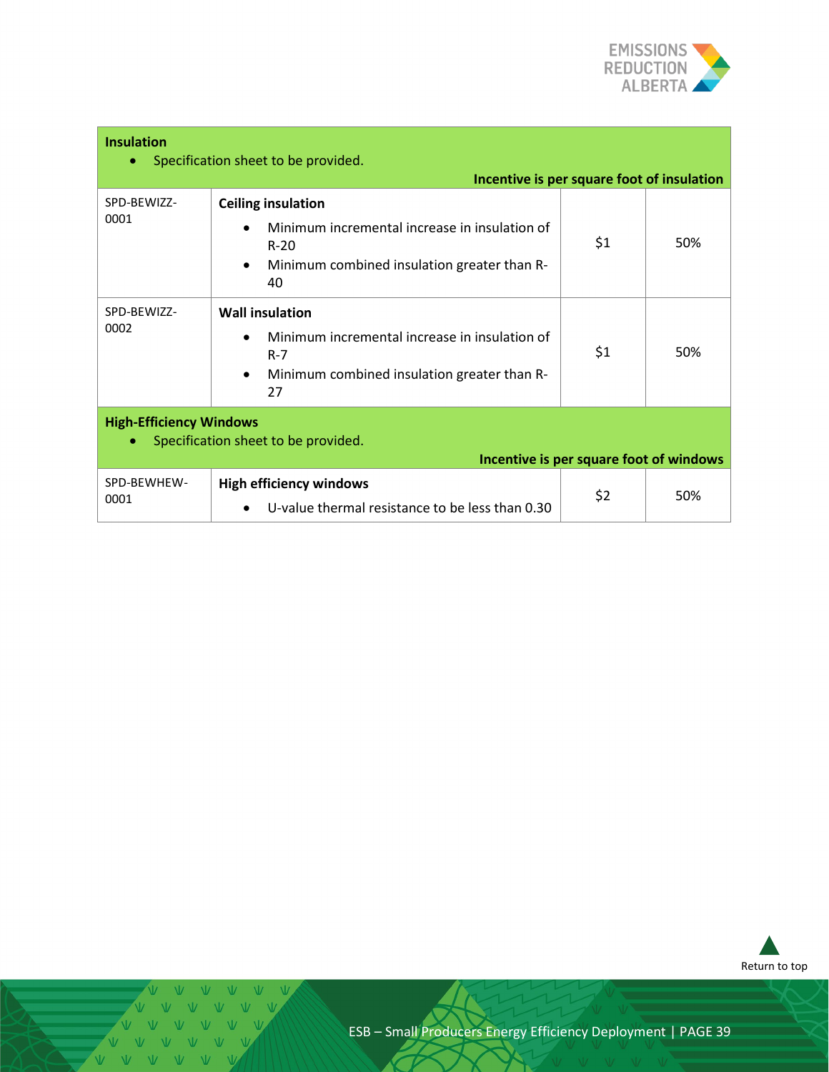| | | | |
|---|---|---|---|
| **Insulation**<br>• Specification sheet to be provided.<br>**Incentive is per square foot of insulation** | | | |
| SPD-BEWIZZ-0001 | **Ceiling insulation**<br>• Minimum incremental increase in insulation of R-20<br>• Minimum combined insulation greater than R-40 | $1 | 50% |
| SPD-BEWIZZ-0002 | **Wall insulation**<br>• Minimum incremental increase in insulation of R-7<br>• Minimum combined insulation greater than R-27 | $1 | 50% |
| **High-Efficiency Windows**<br>• Specification sheet to be provided.<br>**Incentive is per square foot of windows** | | | |
| SPD-BEWHEW-0001 | **High efficiency windows**<br>• U-value thermal resistance to be less than 0.30 | $2 | 50% |

Return to top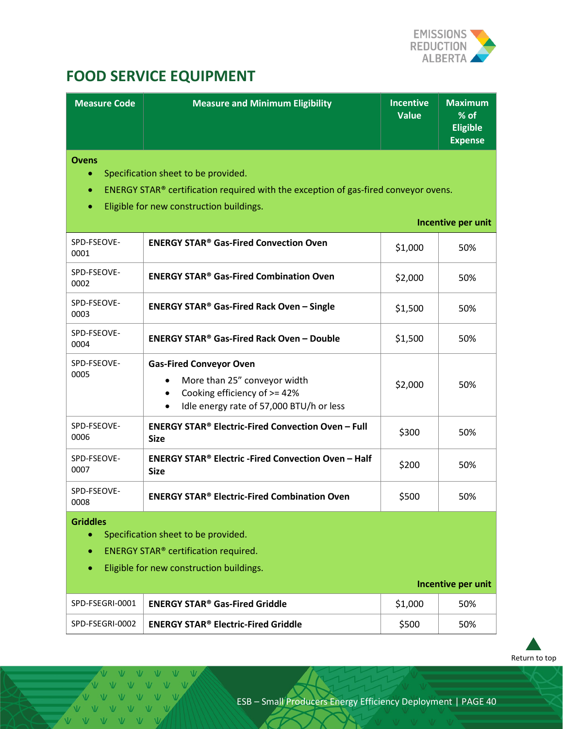# FOOD SERVICE EQUIPMENT

| Measure Code | Measure and Minimum Eligibility | Incentive Value | Maximum % of Eligible Expense |
|---|---|---|---|
| **Ovens**<br>• Specification sheet to be provided.<br>• ENERGY STAR® certification required with the exception of gas-fired conveyor ovens.<br>• Eligible for new construction buildings. | | **Incentive per unit** | |
| SPD-FSEOVE-0001 | **ENERGY STAR® Gas-Fired Convection Oven** | $1,000 | 50% |
| SPD-FSEOVE-0002 | **ENERGY STAR® Gas-Fired Combination Oven** | $2,000 | 50% |
| SPD-FSEOVE-0003 | **ENERGY STAR® Gas-Fired Rack Oven – Single** | $1,500 | 50% |
| SPD-FSEOVE-0004 | **ENERGY STAR® Gas-Fired Rack Oven – Double** | $1,500 | 50% |
| SPD-FSEOVE-0005 | **Gas-Fired Conveyor Oven**<br>• More than 25" conveyor width<br>• Cooking efficiency of >= 42%<br>• Idle energy rate of 57,000 BTU/h or less | $2,000 | 50% |
| SPD-FSEOVE-0006 | **ENERGY STAR® Electric-Fired Convection Oven – Full Size** | $300 | 50% |
| SPD-FSEOVE-0007 | **ENERGY STAR® Electric -Fired Convection Oven – Half Size** | $200 | 50% |
| SPD-FSEOVE-0008 | **ENERGY STAR® Electric-Fired Combination Oven** | $500 | 50% |
| **Griddles**<br>• Specification sheet to be provided.<br>• ENERGY STAR® certification required.<br>• Eligible for new construction buildings. | | **Incentive per unit** | |
| SPD-FSEGRI-0001 | **ENERGY STAR® Gas-Fired Griddle** | $1,000 | 50% |
| SPD-FSEGRI-0002 | **ENERGY STAR® Electric-Fired Griddle** | $500 | 50% |

Return to top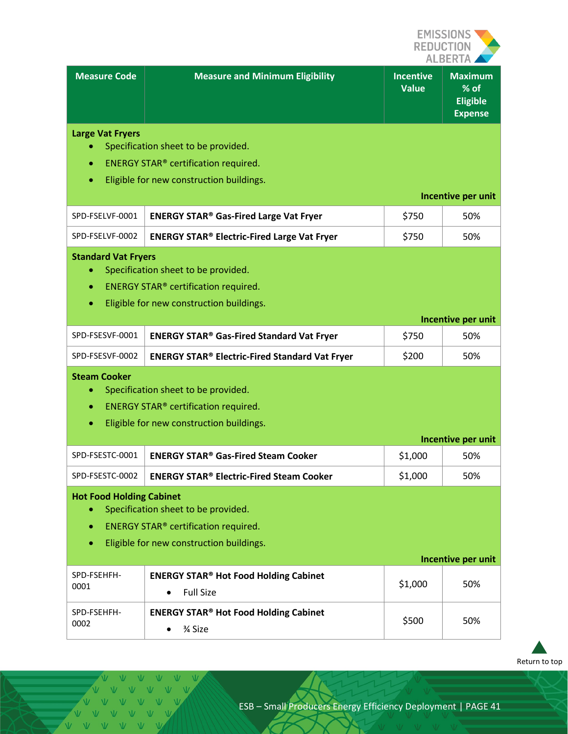| Measure Code | Measure and Minimum Eligibility | Incentive Value | Maximum % of Eligible Expense |
|---|---|---|---|
| **Large Vat Fryers**<br>• Specification sheet to be provided.<br>• ENERGY STAR® certification required.<br>• Eligible for new construction buildings. | | **Incentive per unit** | |
| SPD-FSELVF-0001 | **ENERGY STAR® Gas-Fired Large Vat Fryer** | $750 | 50% |
| SPD-FSELVF-0002 | **ENERGY STAR® Electric-Fired Large Vat Fryer** | $750 | 50% |
| **Standard Vat Fryers**<br>• Specification sheet to be provided.<br>• ENERGY STAR® certification required.<br>• Eligible for new construction buildings. | | **Incentive per unit** | |
| SPD-FSESVF-0001 | **ENERGY STAR® Gas-Fired Standard Vat Fryer** | $750 | 50% |
| SPD-FSESVF-0002 | **ENERGY STAR® Electric-Fired Standard Vat Fryer** | $200 | 50% |
| **Steam Cooker**<br>• Specification sheet to be provided.<br>• ENERGY STAR® certification required.<br>• Eligible for new construction buildings. | | **Incentive per unit** | |
| SPD-FSESTC-0001 | **ENERGY STAR® Gas-Fired Steam Cooker** | $1,000 | 50% |
| SPD-FSESTC-0002 | **ENERGY STAR® Electric-Fired Steam Cooker** | $1,000 | 50% |
| **Hot Food Holding Cabinet**<br>• Specification sheet to be provided.<br>• ENERGY STAR® certification required.<br>• Eligible for new construction buildings. | | **Incentive per unit** | |
| SPD-FSEHFH-0001 | **ENERGY STAR® Hot Food Holding Cabinet**<br>• Full Size | $1,000 | 50% |
| SPD-FSEHFH-0002 | **ENERGY STAR® Hot Food Holding Cabinet**<br>• ¾ Size | $500 | 50% |

Return to top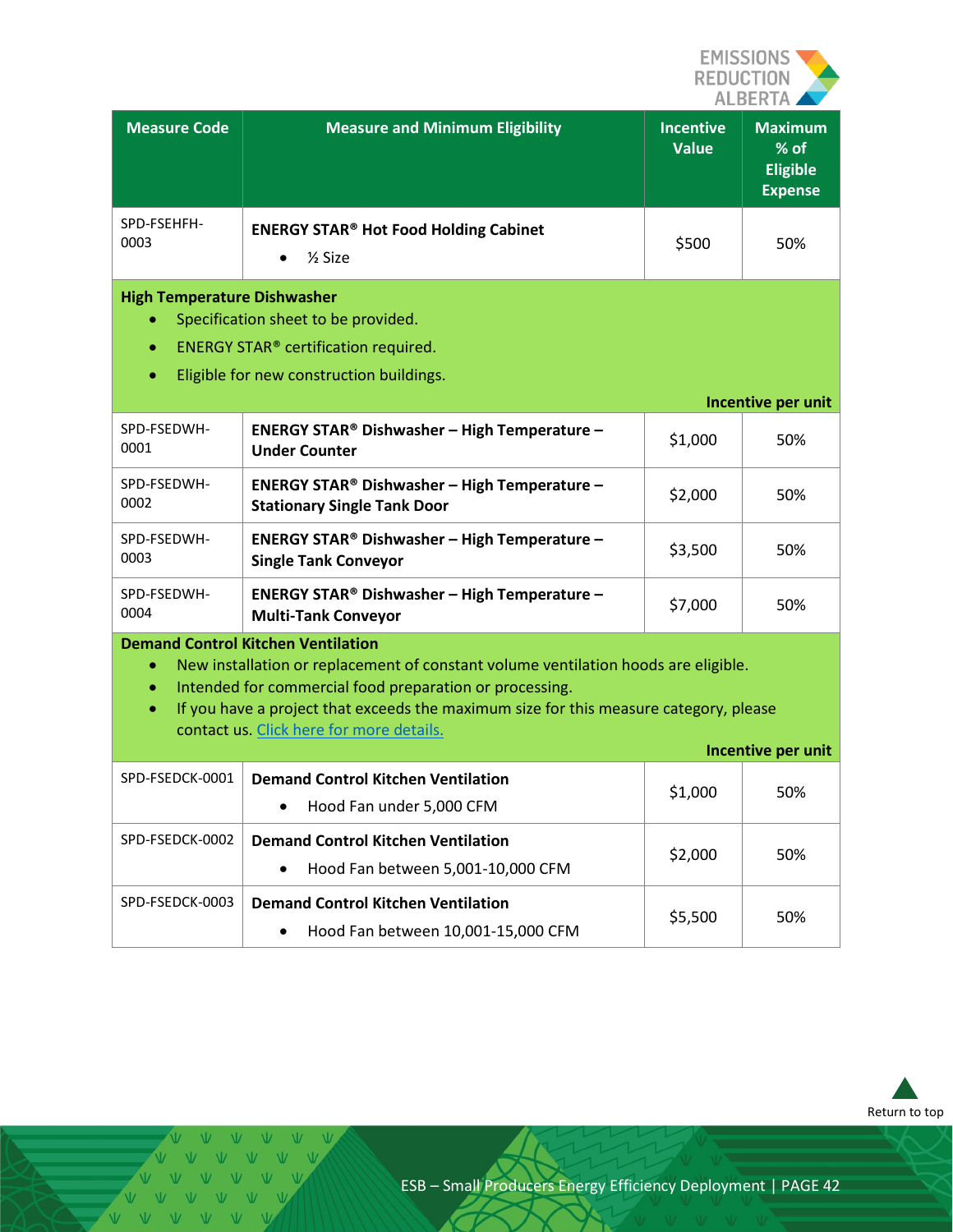| Measure Code | Measure and Minimum Eligibility | Incentive Value | Maximum % of Eligible Expense |
|---|---|---|---|
| SPD-FSEHFH-0003 | **ENERGY STAR® Hot Food Holding Cabinet**<br>• ½ Size | $500 | 50% |
| **High Temperature Dishwasher**<br>• Specification sheet to be provided.<br>• ENERGY STAR® certification required.<br>• Eligible for new construction buildings. | | **Incentive per unit** | |
| SPD-FSEDWH-0001 | **ENERGY STAR® Dishwasher – High Temperature – Under Counter** | $1,000 | 50% |
| SPD-FSEDWH-0002 | **ENERGY STAR® Dishwasher – High Temperature – Stationary Single Tank Door** | $2,000 | 50% |
| SPD-FSEDWH-0003 | **ENERGY STAR® Dishwasher – High Temperature – Single Tank Conveyor** | $3,500 | 50% |
| SPD-FSEDWH-0004 | **ENERGY STAR® Dishwasher – High Temperature – Multi-Tank Conveyor** | $7,000 | 50% |
| **Demand Control Kitchen Ventilation**<br>• New installation or replacement of constant volume ventilation hoods are eligible.<br>• Intended for commercial food preparation or processing.<br>• If you have a project that exceeds the maximum size for this measure category, please contact us. Click here for more details. | | **Incentive per unit** | |
| SPD-FSEDCK-0001 | **Demand Control Kitchen Ventilation**<br>• Hood Fan under 5,000 CFM | $1,000 | 50% |
| SPD-FSEDCK-0002 | **Demand Control Kitchen Ventilation**<br>• Hood Fan between 5,001-10,000 CFM | $2,000 | 50% |
| SPD-FSEDCK-0003 | **Demand Control Kitchen Ventilation**<br>• Hood Fan between 10,001-15,000 CFM | $5,500 | 50% |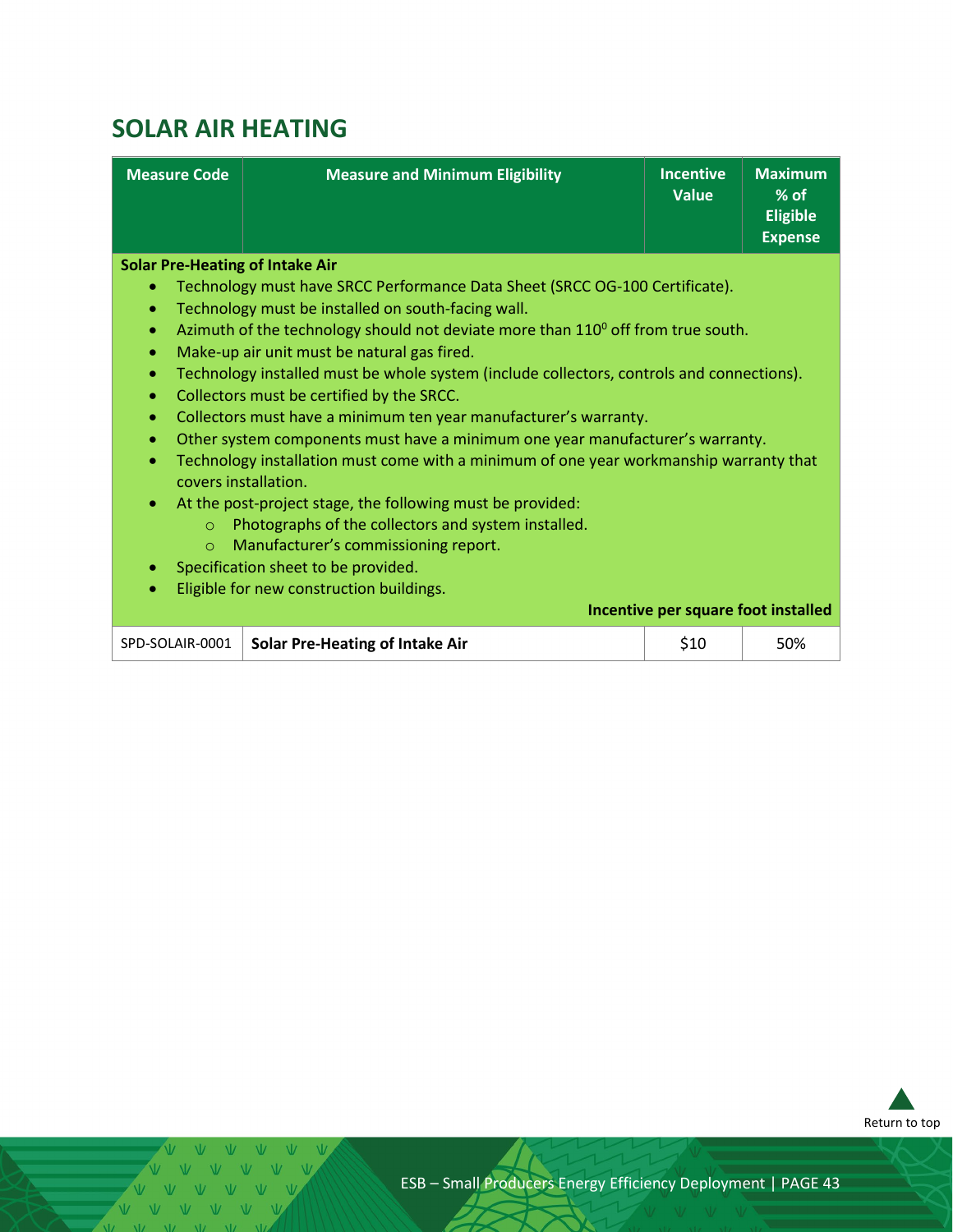## SOLAR AIR HEATING

| Measure Code | Measure and Minimum Eligibility | Incentive Value | Maximum % of Eligible Expense |
|---|---|---|---|
| **Solar Pre-Heating of Intake Air**<br>• Technology must have SRCC Performance Data Sheet (SRCC OG-100 Certificate).<br>• Technology must be installed on south-facing wall.<br>• Azimuth of the technology should not deviate more than 110$^0$ off from true south.<br>• Make-up air unit must be natural gas fired.<br>• Technology installed must be whole system (include collectors, controls and connections).<br>• Collectors must be certified by the SRCC.<br>• Collectors must have a minimum ten year manufacturer's warranty.<br>• Other system components must have a minimum one year manufacturer's warranty.<br>• Technology installation must come with a minimum of one year workmanship warranty that covers installation.<br>• At the post-project stage, the following must be provided:<br>  ○ Photographs of the collectors and system installed.<br>  ○ Manufacturer's commissioning report.<br>• Specification sheet to be provided.<br>• Eligible for new construction buildings.<br>**Incentive per square foot installed** | | | |
| SPD-SOLAIR-0001 | **Solar Pre-Heating of Intake Air** | $10 | 50% |